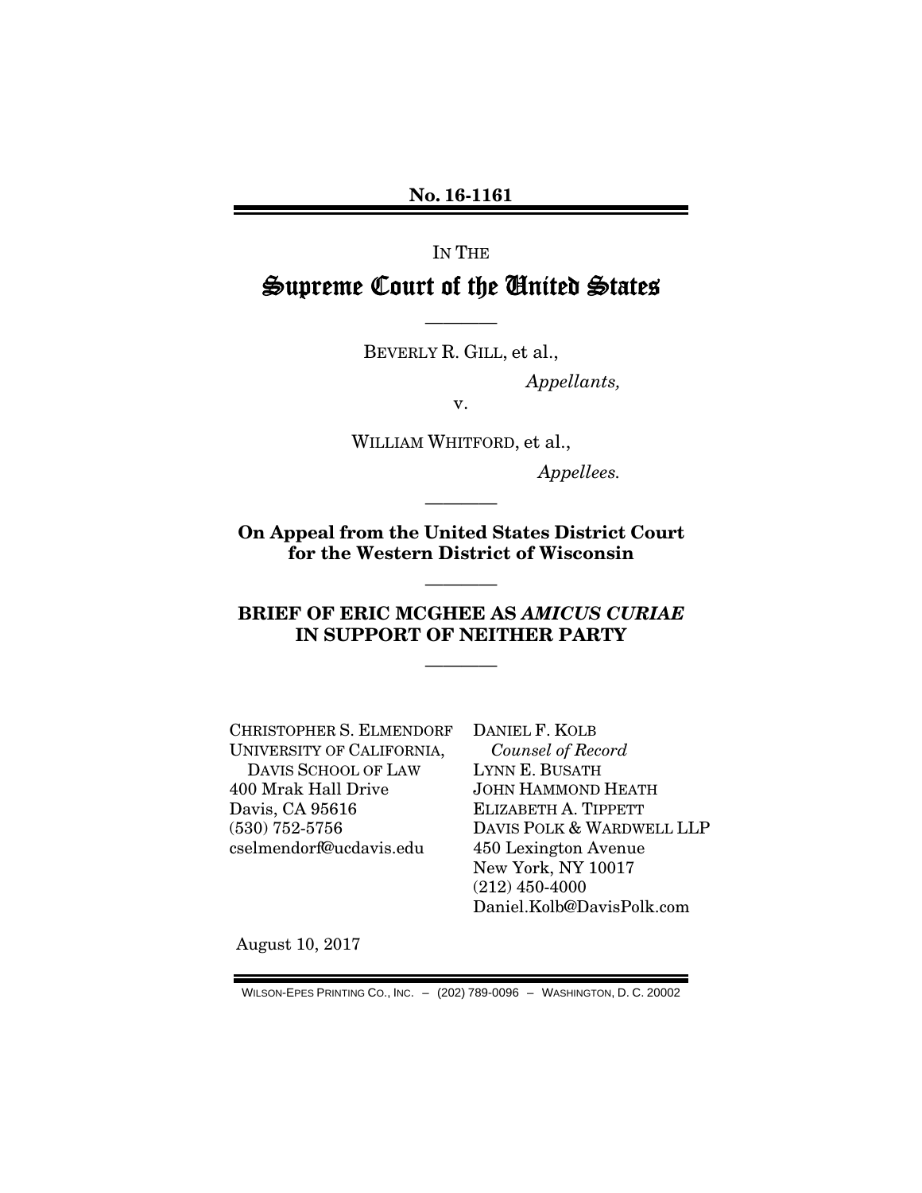**No. 16-1161**

IN THE

# Supreme Court of the United States

———

BEVERLY R. GILL, et al.,

*Appellants,*

v.

WILLIAM WHITFORD, et al.,

*Appellees.*

———

**On Appeal from the United States District Court for the Western District of Wisconsin**

———

**BRIEF OF ERIC MCGHEE AS *AMICUS CURIAE* IN SUPPORT OF NEITHER PARTY**

———

CHRISTOPHER S. ELMENDORF
UNIVERSITY OF CALIFORNIA,
DAVIS SCHOOL OF LAW
400 Mrak Hall Drive
Davis, CA 95616
(530) 752-5756
cselmendorf@ucdavis.edu

DANIEL F. KOLB
*Counsel of Record*
LYNN E. BUSATH
JOHN HAMMOND HEATH
ELIZABETH A. TIPPETT
DAVIS POLK & WARDWELL LLP
450 Lexington Avenue
New York, NY 10017
(212) 450-4000
Daniel.Kolb@DavisPolk.com

August 10, 2017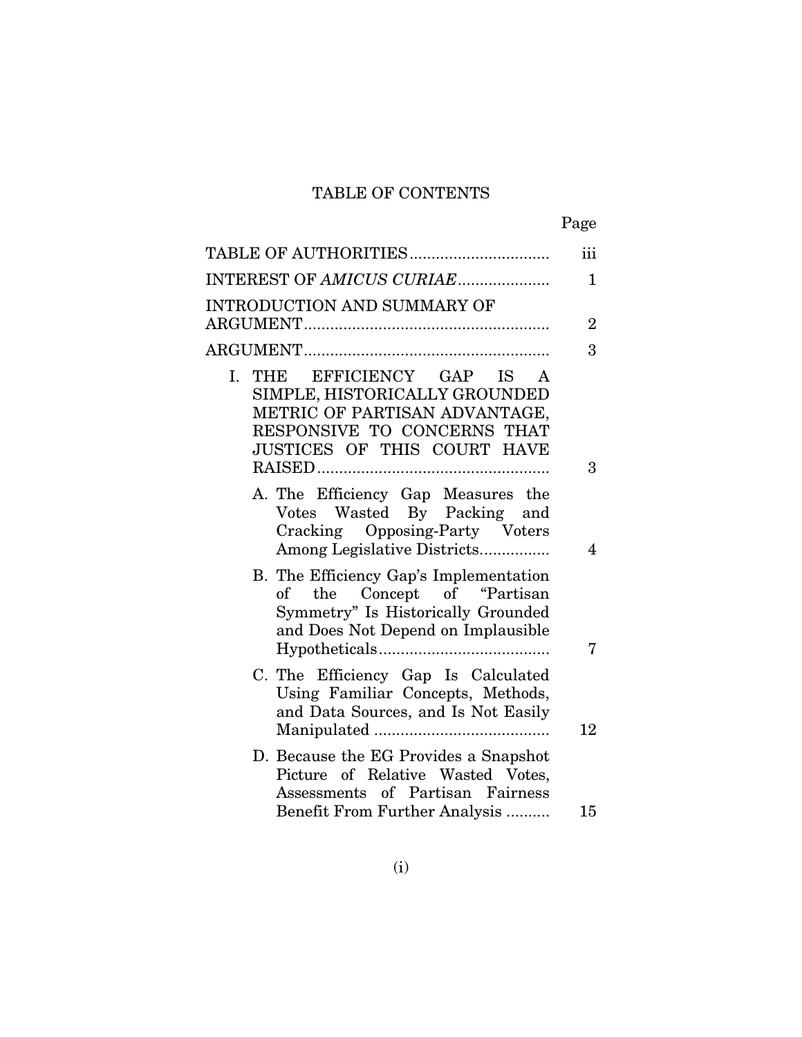# TABLE OF CONTENTS

| | Page |
|---|---|
| TABLE OF AUTHORITIES | iii |
| INTEREST OF *AMICUS CURIAE* | 1 |
| INTRODUCTION AND SUMMARY OF ARGUMENT | 2 |
| ARGUMENT | 3 |
| I. THE EFFICIENCY GAP IS A SIMPLE, HISTORICALLY GROUNDED METRIC OF PARTISAN ADVANTAGE, RESPONSIVE TO CONCERNS THAT JUSTICES OF THIS COURT HAVE RAISED | 3 |
| A. The Efficiency Gap Measures the Votes Wasted By Packing and Cracking Opposing-Party Voters Among Legislative Districts | 4 |
| B. The Efficiency Gap's Implementation of the Concept of "Partisan Symmetry" Is Historically Grounded and Does Not Depend on Implausible Hypotheticals | 7 |
| C. The Efficiency Gap Is Calculated Using Familiar Concepts, Methods, and Data Sources, and Is Not Easily Manipulated | 12 |
| D. Because the EG Provides a Snapshot Picture of Relative Wasted Votes, Assessments of Partisan Fairness Benefit From Further Analysis | 15 |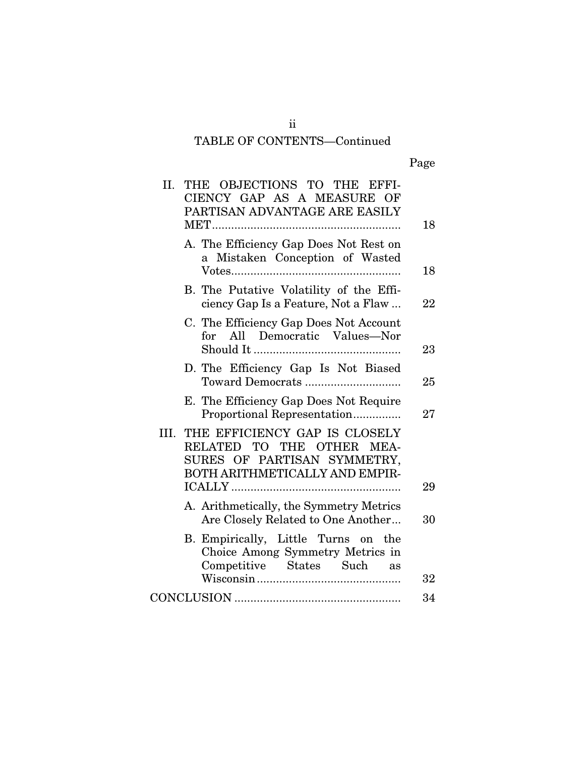## TABLE OF CONTENTS—Continued

| | Page |
|---|---|
| II. THE OBJECTIONS TO THE EFFICIENCY GAP AS A MEASURE OF PARTISAN ADVANTAGE ARE EASILY MET | 18 |
| A. The Efficiency Gap Does Not Rest on a Mistaken Conception of Wasted Votes | 18 |
| B. The Putative Volatility of the Efficiency Gap Is a Feature, Not a Flaw | 22 |
| C. The Efficiency Gap Does Not Account for All Democratic Values—Nor Should It | 23 |
| D. The Efficiency Gap Is Not Biased Toward Democrats | 25 |
| E. The Efficiency Gap Does Not Require Proportional Representation | 27 |
| III. THE EFFICIENCY GAP IS CLOSELY RELATED TO THE OTHER MEASURES OF PARTISAN SYMMETRY, BOTH ARITHMETICALLY AND EMPIRICALLY | 29 |
| A. Arithmetically, the Symmetry Metrics Are Closely Related to One Another | 30 |
| B. Empirically, Little Turns on the Choice Among Symmetry Metrics in Competitive States Such as Wisconsin | 32 |
| CONCLUSION | 34 |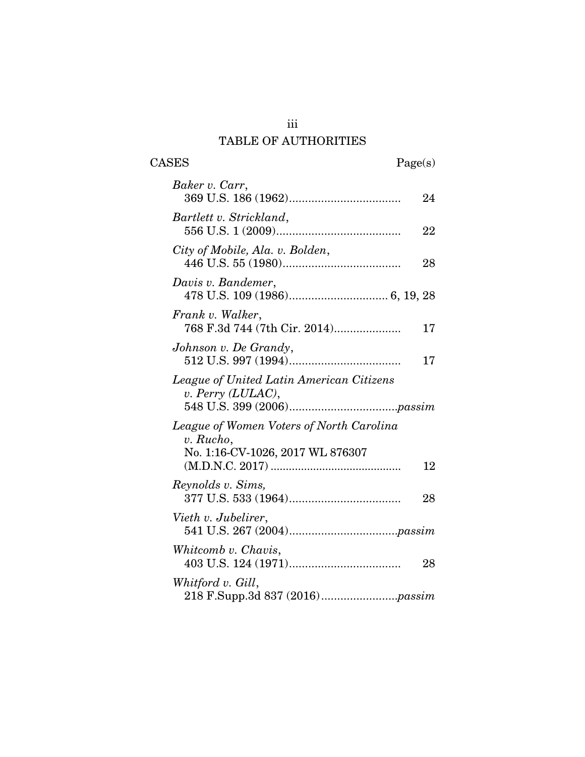# TABLE OF AUTHORITIES

**CASES** — Page(s)

*Baker v. Carr*,
369 U.S. 186 (1962) .................................. 24

*Bartlett v. Strickland*,
556 U.S. 1 (2009) ...................................... 22

*City of Mobile, Ala. v. Bolden*,
446 U.S. 55 (1980) .................................... 28

*Davis v. Bandemer*,
478 U.S. 109 (1986) .............................. 6, 19, 28

*Frank v. Walker*,
768 F.3d 744 (7th Cir. 2014) .................... 17

*Johnson v. De Grandy*,
512 U.S. 997 (1994) .................................. 17

*League of United Latin American Citizens v. Perry (LULAC)*,
548 U.S. 399 (2006) .................................*passim*

*League of Women Voters of North Carolina v. Rucho*,
No. 1:16-CV-1026, 2017 WL 876307
(M.D.N.C. 2017) ......................................... 12

*Reynolds v. Sims,*
377 U.S. 533 (1964) .................................. 28

*Vieth v. Jubelirer*,
541 U.S. 267 (2004) .................................*passim*

*Whitcomb v. Chavis*,
403 U.S. 124 (1971) .................................. 28

*Whitford v. Gill*,
218 F.Supp.3d 837 (2016) .......................*passim*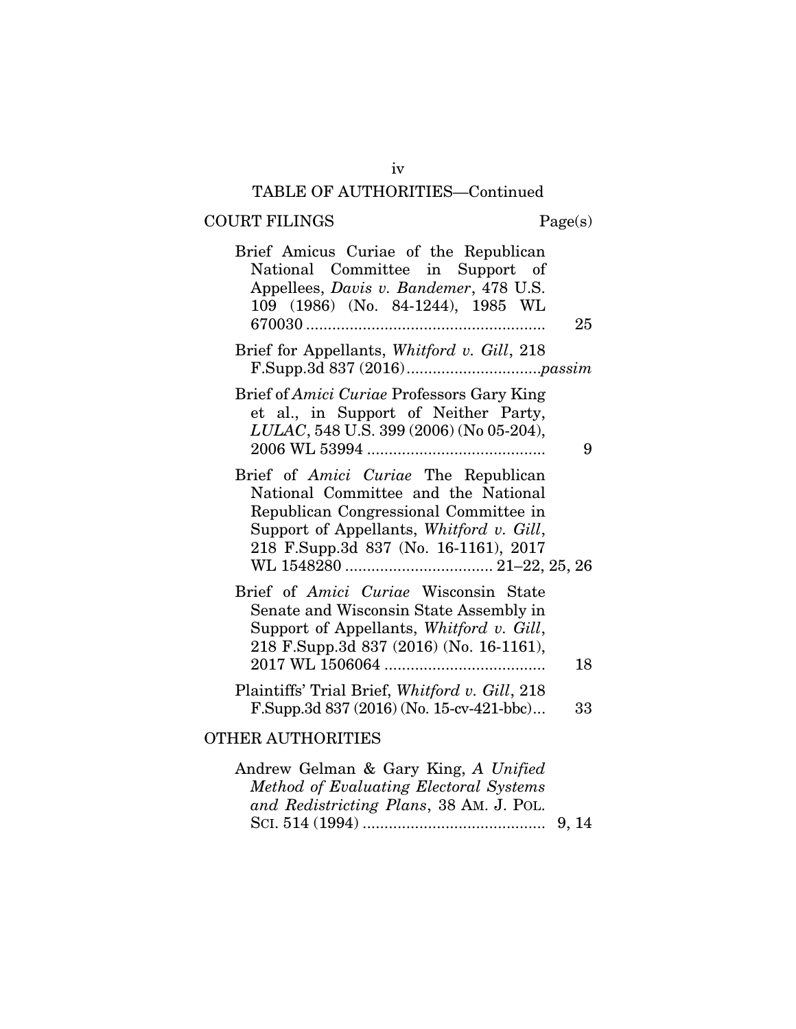TABLE OF AUTHORITIES—Continued

COURT FILINGS Page(s)

Brief Amicus Curiae of the Republican National Committee in Support of Appellees, *Davis v. Bandemer*, 478 U.S. 109 (1986) (No. 84-1244), 1985 WL 670030 ....................................................... 25

Brief for Appellants, *Whitford v. Gill*, 218 F.Supp.3d 837 (2016)..............................*passim*

Brief of *Amici Curiae* Professors Gary King et al., in Support of Neither Party, *LULAC*, 548 U.S. 399 (2006) (No 05-204), 2006 WL 53994 ......................................... 9

Brief of *Amici Curiae* The Republican National Committee and the National Republican Congressional Committee in Support of Appellants, *Whitford v. Gill*, 218 F.Supp.3d 837 (No. 16-1161), 2017 WL 1548280 .................................. 21–22, 25, 26

Brief of *Amici Curiae* Wisconsin State Senate and Wisconsin State Assembly in Support of Appellants, *Whitford v. Gill*, 218 F.Supp.3d 837 (2016) (No. 16-1161), 2017 WL 1506064 ..................................... 18

Plaintiffs' Trial Brief, *Whitford v. Gill*, 218 F.Supp.3d 837 (2016) (No. 15-cv-421-bbc)... 33

OTHER AUTHORITIES

Andrew Gelman & Gary King, *A Unified Method of Evaluating Electoral Systems and Redistricting Plans*, 38 AM. J. POL. SCI. 514 (1994) .......................................... 9, 14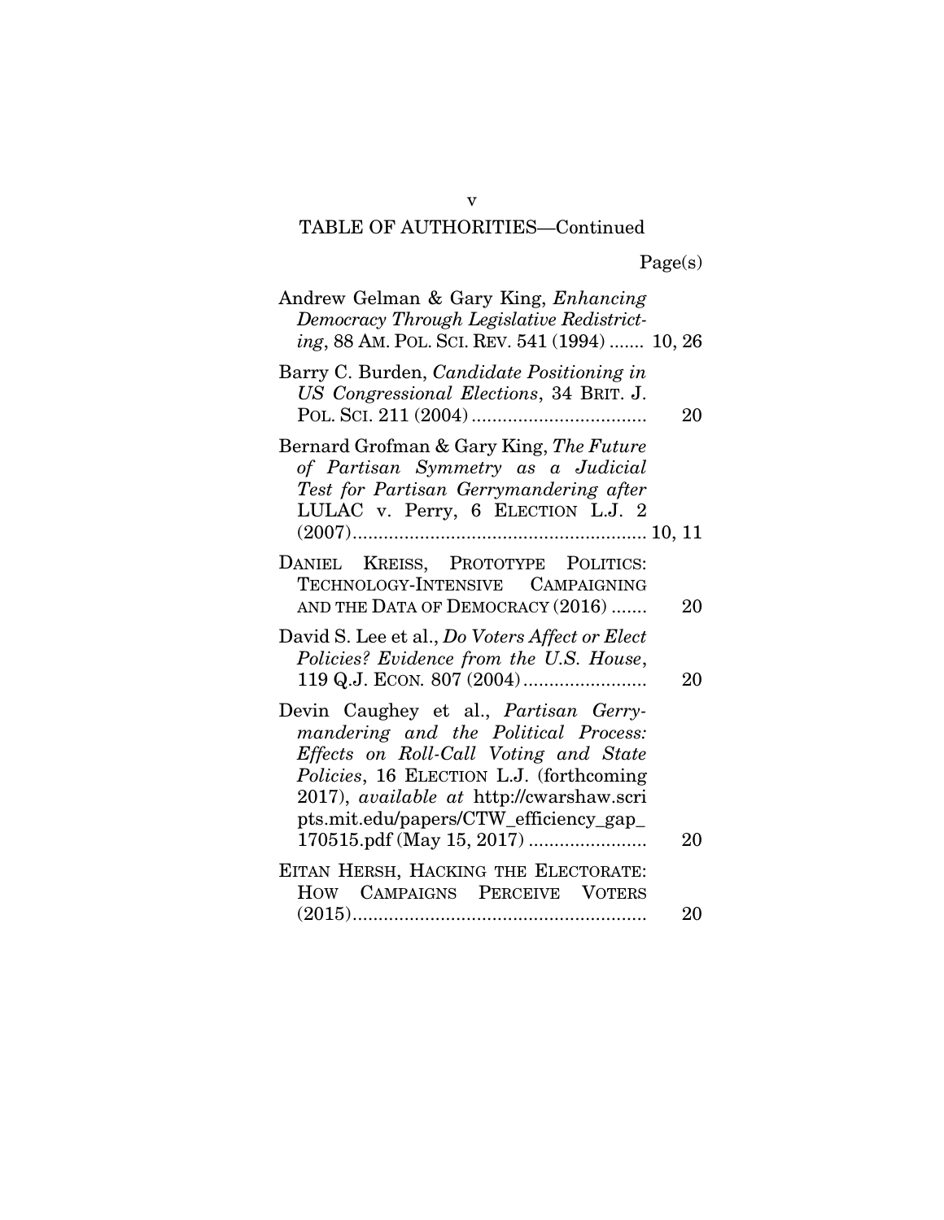## TABLE OF AUTHORITIES—Continued

Page(s)

Andrew Gelman & Gary King, *Enhancing Democracy Through Legislative Redistricting*, 88 AM. POL. SCI. REV. 541 (1994) ....... 10, 26

Barry C. Burden, *Candidate Positioning in US Congressional Elections*, 34 BRIT. J. POL. SCI. 211 (2004) .................................. 20

Bernard Grofman & Gary King, *The Future of Partisan Symmetry as a Judicial Test for Partisan Gerrymandering after* LULAC v. Perry, 6 ELECTION L.J. 2 (2007)......................................................... 10, 11

DANIEL KREISS, PROTOTYPE POLITICS: TECHNOLOGY-INTENSIVE CAMPAIGNING AND THE DATA OF DEMOCRACY (2016) ....... 20

David S. Lee et al., *Do Voters Affect or Elect Policies? Evidence from the U.S. House*, 119 Q.J. ECON. 807 (2004)........................ 20

Devin Caughey et al., *Partisan Gerrymandering and the Political Process: Effects on Roll-Call Voting and State Policies*, 16 ELECTION L.J. (forthcoming 2017), *available at* http://cwarshaw.scripts.mit.edu/papers/CTW_efficiency_gap_170515.pdf (May 15, 2017) ....................... 20

EITAN HERSH, HACKING THE ELECTORATE: HOW CAMPAIGNS PERCEIVE VOTERS (2015)......................................................... 20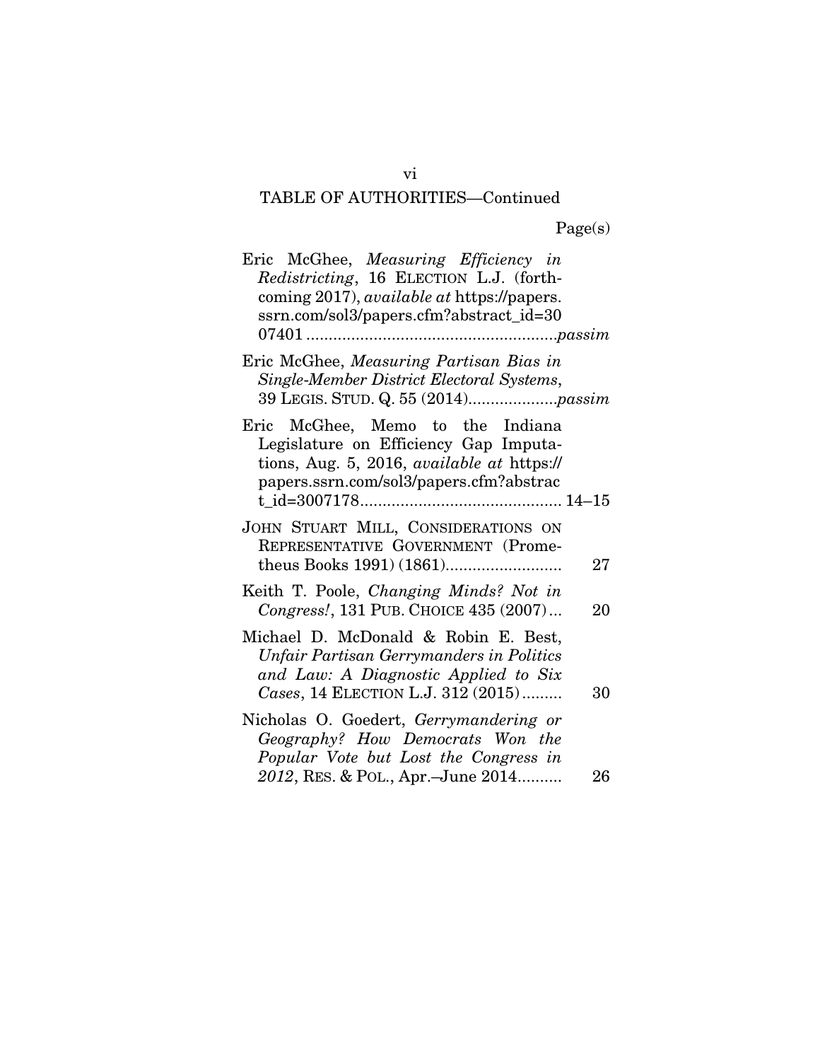TABLE OF AUTHORITIES—Continued

Page(s)

Eric McGhee, *Measuring Efficiency in Redistricting*, 16 ELECTION L.J. (forthcoming 2017), *available at* https://papers.ssrn.com/sol3/papers.cfm?abstract_id=3007401 ........................................................*passim*

Eric McGhee, *Measuring Partisan Bias in Single-Member District Electoral Systems*, 39 LEGIS. STUD. Q. 55 (2014)....................*passim*

Eric McGhee, Memo to the Indiana Legislature on Efficiency Gap Imputations, Aug. 5, 2016, *available at* https://papers.ssrn.com/sol3/papers.cfm?abstract_id=3007178............................................. 14–15

JOHN STUART MILL, CONSIDERATIONS ON REPRESENTATIVE GOVERNMENT (Prometheus Books 1991) (1861).......................... 27

Keith T. Poole, *Changing Minds? Not in Congress!*, 131 PUB. CHOICE 435 (2007)... 20

Michael D. McDonald & Robin E. Best, *Unfair Partisan Gerrymanders in Politics and Law: A Diagnostic Applied to Six Cases*, 14 ELECTION L.J. 312 (2015)......... 30

Nicholas O. Goedert, *Gerrymandering or Geography? How Democrats Won the Popular Vote but Lost the Congress in 2012*, RES. & POL., Apr.–June 2014.......... 26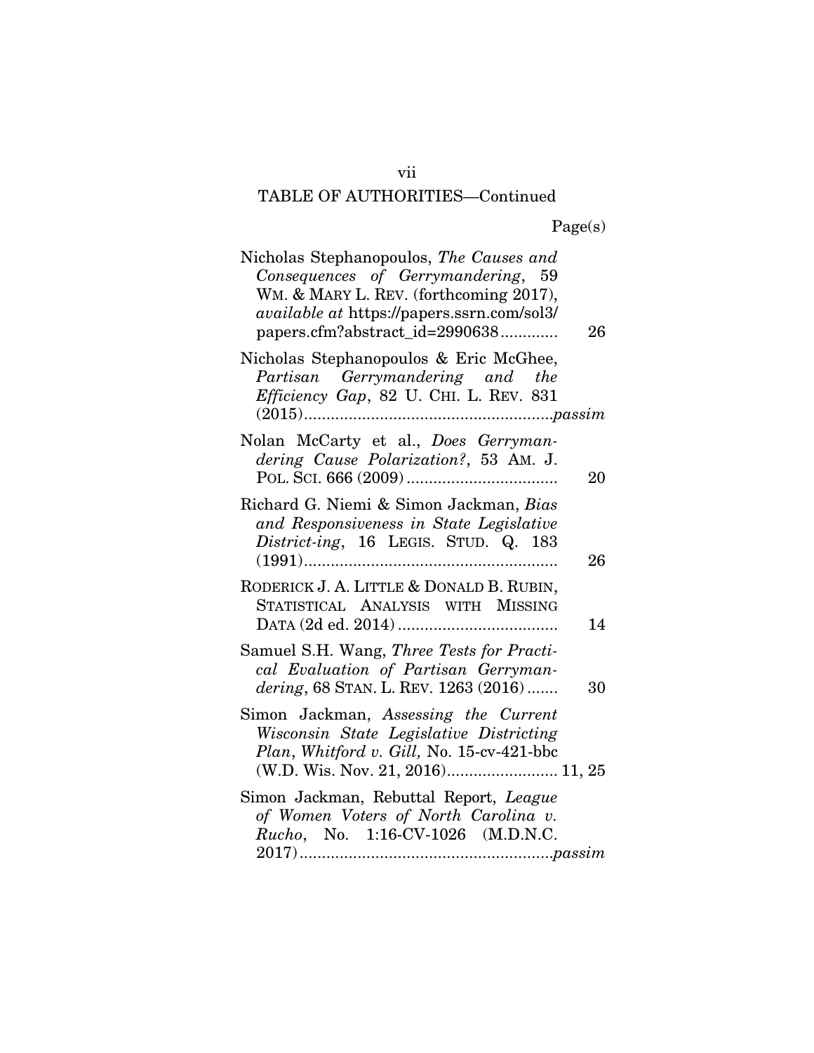## TABLE OF AUTHORITIES—Continued

Page(s)

Nicholas Stephanopoulos, *The Causes and Consequences of Gerrymandering*, 59 WM. & MARY L. REV. (forthcoming 2017), *available at* https://papers.ssrn.com/sol3/papers.cfm?abstract_id=2990638............. 26

Nicholas Stephanopoulos & Eric McGhee, *Partisan Gerrymandering and the Efficiency Gap*, 82 U. CHI. L. REV. 831 (2015).......................................................*passim*

Nolan McCarty et al., *Does Gerrymandering Cause Polarization?*, 53 AM. J. POL. SCI. 666 (2009).................................. 20

Richard G. Niemi & Simon Jackman, *Bias and Responsiveness in State Legislative District-ing*, 16 LEGIS. STUD. Q. 183 (1991)......................................................... 26

RODERICK J. A. LITTLE & DONALD B. RUBIN, STATISTICAL ANALYSIS WITH MISSING DATA (2d ed. 2014).................................... 14

Samuel S.H. Wang, *Three Tests for Practical Evaluation of Partisan Gerrymandering*, 68 STAN. L. REV. 1263 (2016)....... 30

Simon Jackman, *Assessing the Current Wisconsin State Legislative Districting Plan*, *Whitford v. Gill,* No. 15-cv-421-bbc (W.D. Wis. Nov. 21, 2016)......................... 11, 25

Simon Jackman, Rebuttal Report, *League of Women Voters of North Carolina v. Rucho*, No. 1:16-CV-1026 (M.D.N.C. 2017)........................................................*passim*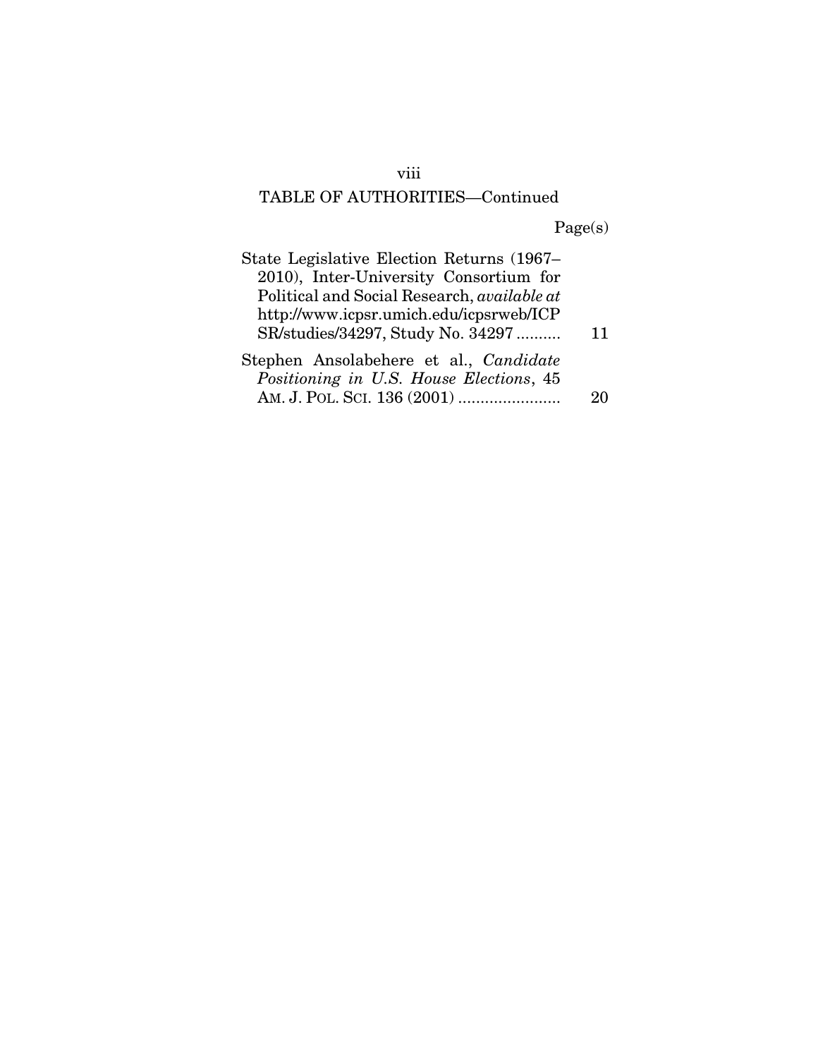TABLE OF AUTHORITIES—Continued

Page(s)

State Legislative Election Returns (1967–2010), Inter-University Consortium for Political and Social Research, *available at* http://www.icpsr.umich.edu/icpsrweb/ICPSR/studies/34297, Study No. 34297 .......... 11

Stephen Ansolabehere et al., *Candidate Positioning in U.S. House Elections*, 45 AM. J. POL. SCI. 136 (2001) ....................... 20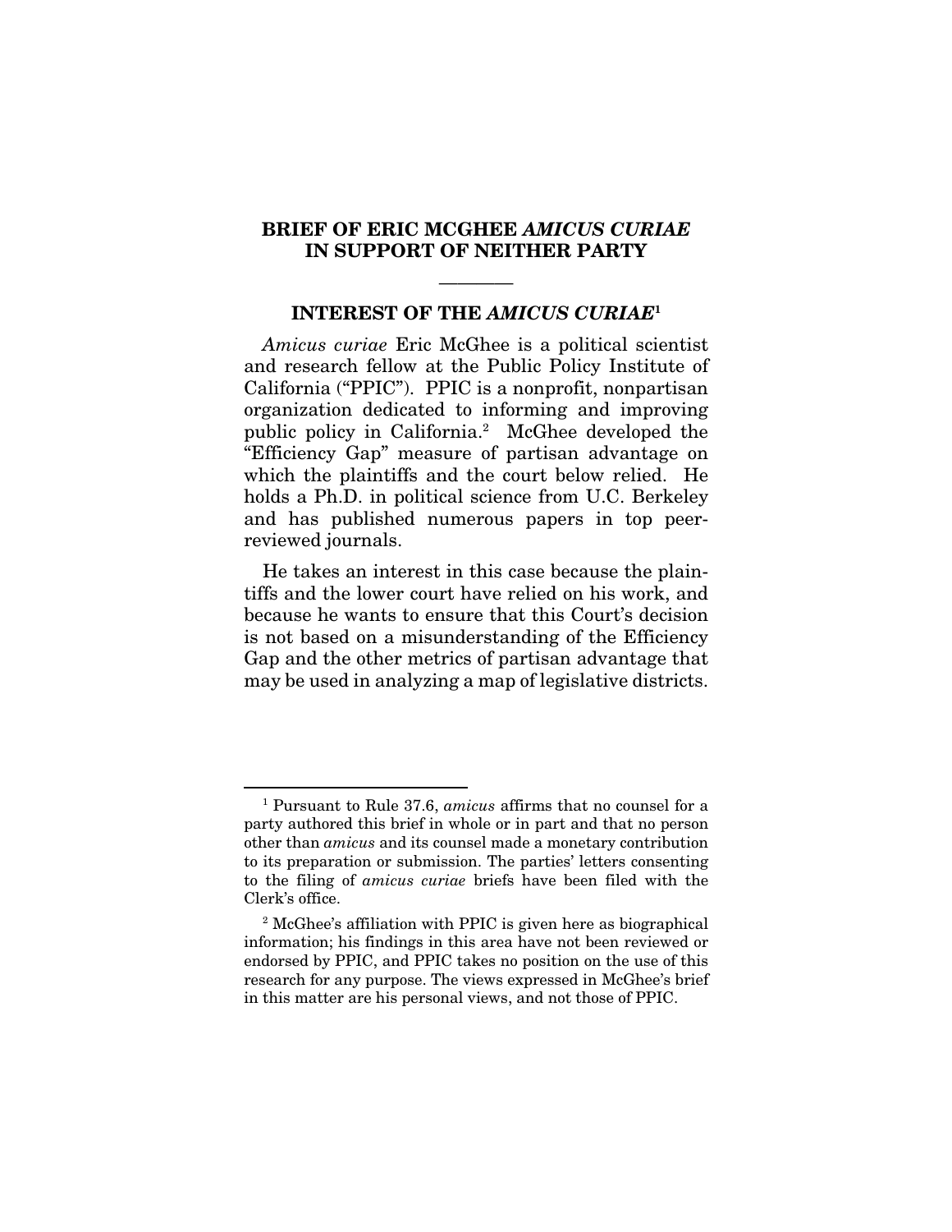# BRIEF OF ERIC MCGHEE *AMICUS CURIAE* IN SUPPORT OF NEITHER PARTY

---

## INTEREST OF THE *AMICUS CURIAE*[1]

*Amicus curiae* Eric McGhee is a political scientist and research fellow at the Public Policy Institute of California ("PPIC"). PPIC is a nonprofit, nonpartisan organization dedicated to informing and improving public policy in California.[2] McGhee developed the "Efficiency Gap" measure of partisan advantage on which the plaintiffs and the court below relied. He holds a Ph.D. in political science from U.C. Berkeley and has published numerous papers in top peer-reviewed journals.

He takes an interest in this case because the plaintiffs and the lower court have relied on his work, and because he wants to ensure that this Court's decision is not based on a misunderstanding of the Efficiency Gap and the other metrics of partisan advantage that may be used in analyzing a map of legislative districts.

---

[1] Pursuant to Rule 37.6, *amicus* affirms that no counsel for a party authored this brief in whole or in part and that no person other than *amicus* and its counsel made a monetary contribution to its preparation or submission. The parties' letters consenting to the filing of *amicus curiae* briefs have been filed with the Clerk's office.

[2] McGhee's affiliation with PPIC is given here as biographical information; his findings in this area have not been reviewed or endorsed by PPIC, and PPIC takes no position on the use of this research for any purpose. The views expressed in McGhee's brief in this matter are his personal views, and not those of PPIC.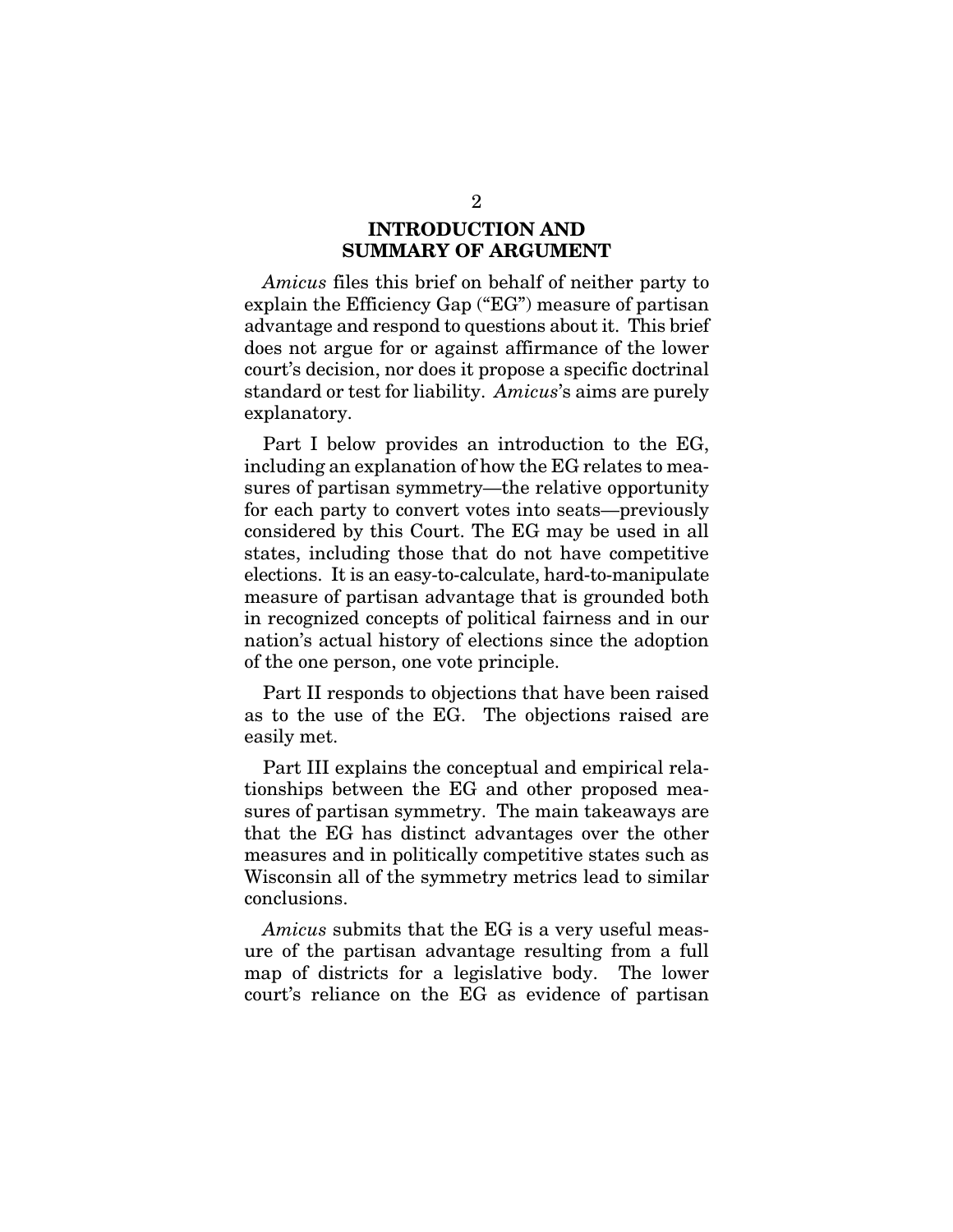## INTRODUCTION AND SUMMARY OF ARGUMENT

*Amicus* files this brief on behalf of neither party to explain the Efficiency Gap ("EG") measure of partisan advantage and respond to questions about it. This brief does not argue for or against affirmance of the lower court's decision, nor does it propose a specific doctrinal standard or test for liability. *Amicus*'s aims are purely explanatory.

Part I below provides an introduction to the EG, including an explanation of how the EG relates to measures of partisan symmetry—the relative opportunity for each party to convert votes into seats—previously considered by this Court. The EG may be used in all states, including those that do not have competitive elections. It is an easy-to-calculate, hard-to-manipulate measure of partisan advantage that is grounded both in recognized concepts of political fairness and in our nation's actual history of elections since the adoption of the one person, one vote principle.

Part II responds to objections that have been raised as to the use of the EG. The objections raised are easily met.

Part III explains the conceptual and empirical relationships between the EG and other proposed measures of partisan symmetry. The main takeaways are that the EG has distinct advantages over the other measures and in politically competitive states such as Wisconsin all of the symmetry metrics lead to similar conclusions.

*Amicus* submits that the EG is a very useful measure of the partisan advantage resulting from a full map of districts for a legislative body. The lower court's reliance on the EG as evidence of partisan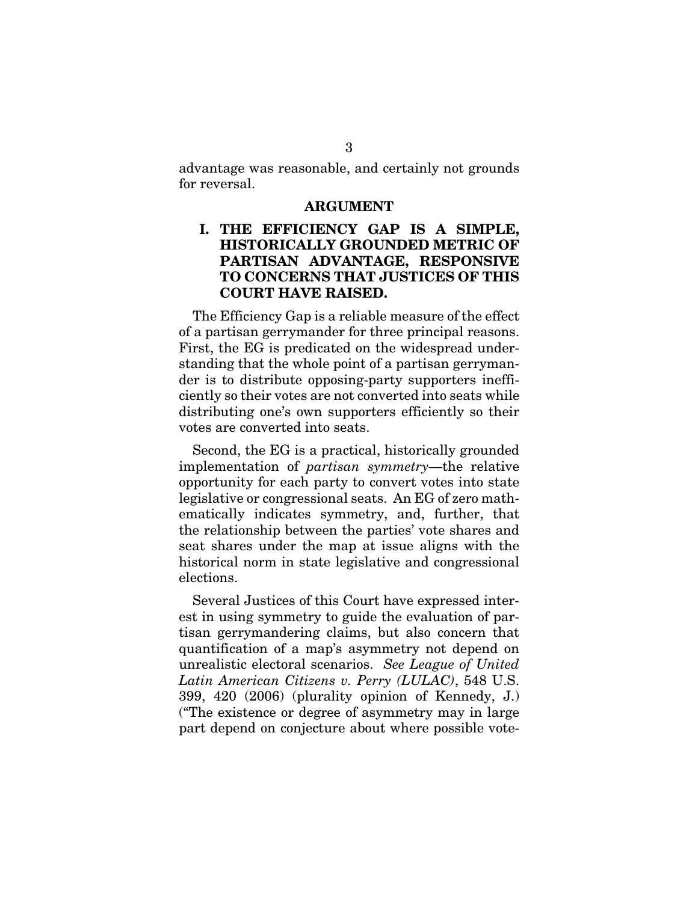advantage was reasonable, and certainly not grounds for reversal.

## ARGUMENT

### I. THE EFFICIENCY GAP IS A SIMPLE, HISTORICALLY GROUNDED METRIC OF PARTISAN ADVANTAGE, RESPONSIVE TO CONCERNS THAT JUSTICES OF THIS COURT HAVE RAISED.

The Efficiency Gap is a reliable measure of the effect of a partisan gerrymander for three principal reasons. First, the EG is predicated on the widespread understanding that the whole point of a partisan gerrymander is to distribute opposing-party supporters inefficiently so their votes are not converted into seats while distributing one's own supporters efficiently so their votes are converted into seats.

Second, the EG is a practical, historically grounded implementation of *partisan symmetry*—the relative opportunity for each party to convert votes into state legislative or congressional seats. An EG of zero mathematically indicates symmetry, and, further, that the relationship between the parties' vote shares and seat shares under the map at issue aligns with the historical norm in state legislative and congressional elections.

Several Justices of this Court have expressed interest in using symmetry to guide the evaluation of partisan gerrymandering claims, but also concern that quantification of a map's asymmetry not depend on unrealistic electoral scenarios. *See League of United Latin American Citizens v. Perry (LULAC)*, 548 U.S. 399, 420 (2006) (plurality opinion of Kennedy, J.) ("The existence or degree of asymmetry may in large part depend on conjecture about where possible vote-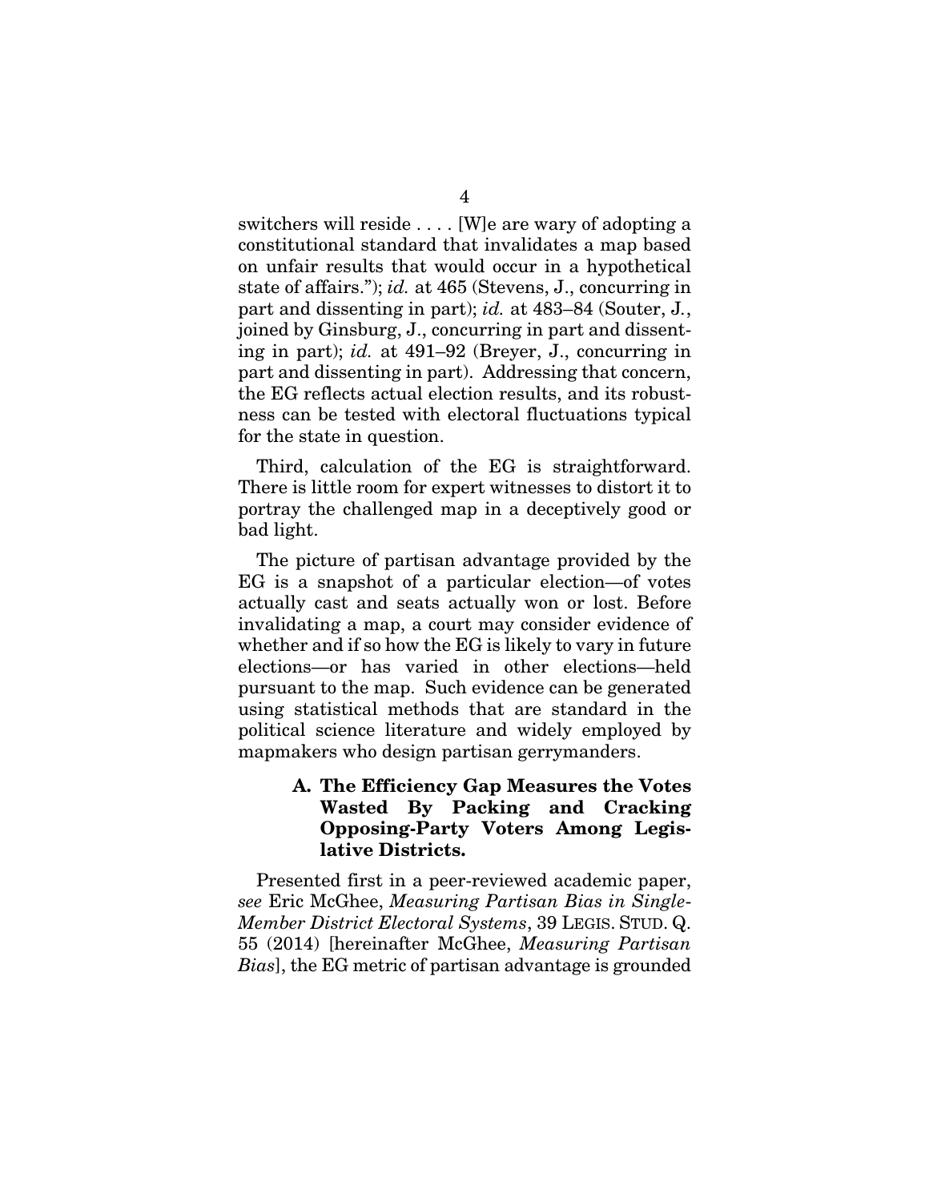switchers will reside . . . . [W]e are wary of adopting a constitutional standard that invalidates a map based on unfair results that would occur in a hypothetical state of affairs."); *id.* at 465 (Stevens, J., concurring in part and dissenting in part); *id.* at 483–84 (Souter, J., joined by Ginsburg, J., concurring in part and dissenting in part); *id.* at 491–92 (Breyer, J., concurring in part and dissenting in part). Addressing that concern, the EG reflects actual election results, and its robustness can be tested with electoral fluctuations typical for the state in question.

Third, calculation of the EG is straightforward. There is little room for expert witnesses to distort it to portray the challenged map in a deceptively good or bad light.

The picture of partisan advantage provided by the EG is a snapshot of a particular election—of votes actually cast and seats actually won or lost. Before invalidating a map, a court may consider evidence of whether and if so how the EG is likely to vary in future elections—or has varied in other elections—held pursuant to the map. Such evidence can be generated using statistical methods that are standard in the political science literature and widely employed by mapmakers who design partisan gerrymanders.

### A. The Efficiency Gap Measures the Votes Wasted By Packing and Cracking Opposing-Party Voters Among Legislative Districts.

Presented first in a peer-reviewed academic paper, *see* Eric McGhee, *Measuring Partisan Bias in Single-Member District Electoral Systems*, 39 LEGIS. STUD. Q. 55 (2014) [hereinafter McGhee, *Measuring Partisan Bias*], the EG metric of partisan advantage is grounded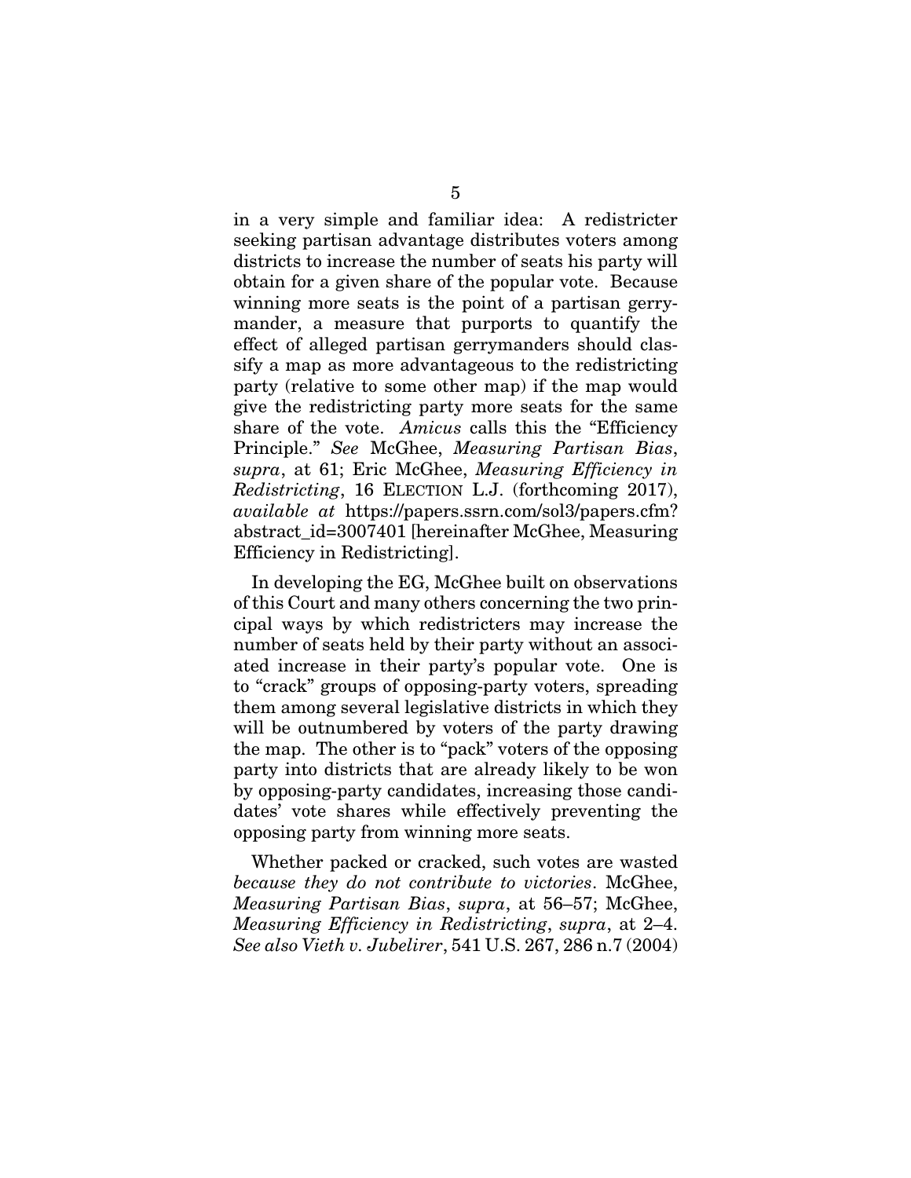in a very simple and familiar idea: A redistricter seeking partisan advantage distributes voters among districts to increase the number of seats his party will obtain for a given share of the popular vote. Because winning more seats is the point of a partisan gerrymander, a measure that purports to quantify the effect of alleged partisan gerrymanders should classify a map as more advantageous to the redistricting party (relative to some other map) if the map would give the redistricting party more seats for the same share of the vote. *Amicus* calls this the "Efficiency Principle." *See* McGhee, *Measuring Partisan Bias*, *supra*, at 61; Eric McGhee, *Measuring Efficiency in Redistricting*, 16 ELECTION L.J. (forthcoming 2017), *available at* https://papers.ssrn.com/sol3/papers.cfm?abstract_id=3007401 [hereinafter McGhee, Measuring Efficiency in Redistricting].

In developing the EG, McGhee built on observations of this Court and many others concerning the two principal ways by which redistricters may increase the number of seats held by their party without an associated increase in their party's popular vote. One is to "crack" groups of opposing-party voters, spreading them among several legislative districts in which they will be outnumbered by voters of the party drawing the map. The other is to "pack" voters of the opposing party into districts that are already likely to be won by opposing-party candidates, increasing those candidates' vote shares while effectively preventing the opposing party from winning more seats.

Whether packed or cracked, such votes are wasted *because they do not contribute to victories*. McGhee, *Measuring Partisan Bias*, *supra*, at 56–57; McGhee, *Measuring Efficiency in Redistricting*, *supra*, at 2–4. *See also Vieth v. Jubelirer*, 541 U.S. 267, 286 n.7 (2004)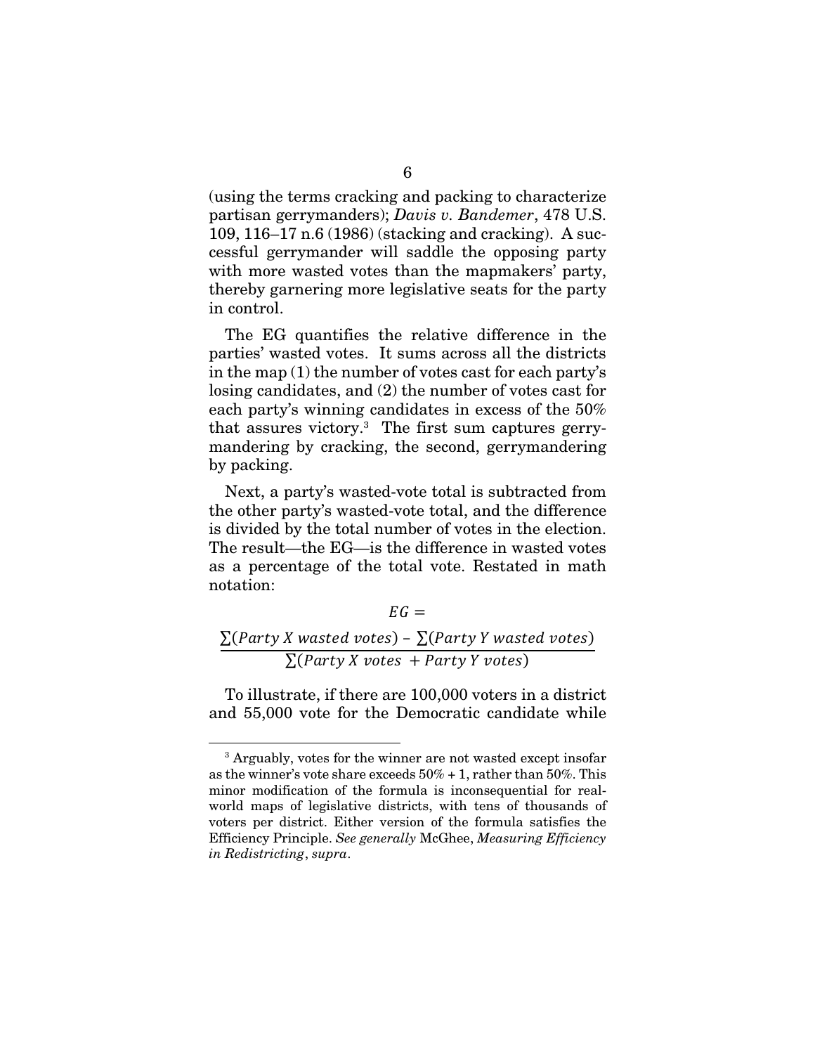(using the terms cracking and packing to characterize partisan gerrymanders); *Davis v. Bandemer*, 478 U.S. 109, 116–17 n.6 (1986) (stacking and cracking). A successful gerrymander will saddle the opposing party with more wasted votes than the mapmakers' party, thereby garnering more legislative seats for the party in control.

The EG quantifies the relative difference in the parties' wasted votes. It sums across all the districts in the map (1) the number of votes cast for each party's losing candidates, and (2) the number of votes cast for each party's winning candidates in excess of the 50% that assures victory.[3] The first sum captures gerrymandering by cracking, the second, gerrymandering by packing.

Next, a party's wasted-vote total is subtracted from the other party's wasted-vote total, and the difference is divided by the total number of votes in the election. The result—the EG—is the difference in wasted votes as a percentage of the total vote. Restated in math notation:

$$EG = \frac{\sum(Party\ X\ wasted\ votes) - \sum(Party\ Y\ wasted\ votes)}{\sum(Party\ X\ votes\ + Party\ Y\ votes)}$$

To illustrate, if there are 100,000 voters in a district and 55,000 vote for the Democratic candidate while

---

[3] Arguably, votes for the winner are not wasted except insofar as the winner's vote share exceeds 50% + 1, rather than 50%. This minor modification of the formula is inconsequential for real-world maps of legislative districts, with tens of thousands of voters per district. Either version of the formula satisfies the Efficiency Principle. *See generally* McGhee, *Measuring Efficiency in Redistricting*, *supra*.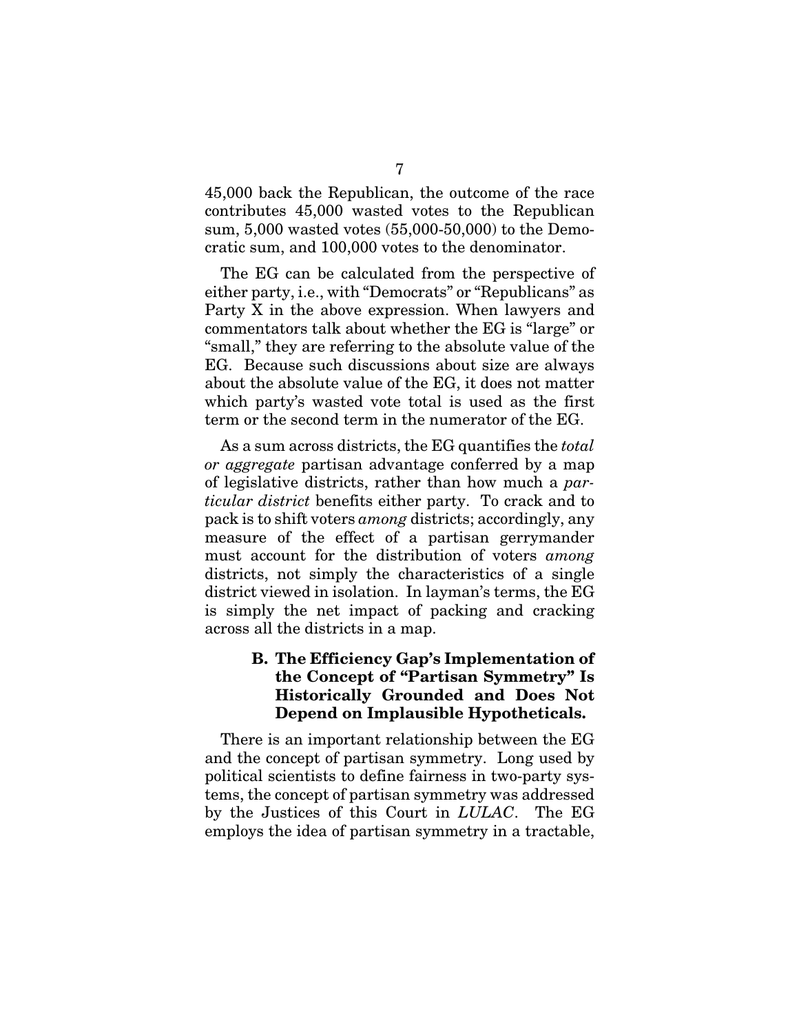45,000 back the Republican, the outcome of the race contributes 45,000 wasted votes to the Republican sum, 5,000 wasted votes (55,000-50,000) to the Democratic sum, and 100,000 votes to the denominator.

The EG can be calculated from the perspective of either party, i.e., with "Democrats" or "Republicans" as Party X in the above expression. When lawyers and commentators talk about whether the EG is "large" or "small," they are referring to the absolute value of the EG. Because such discussions about size are always about the absolute value of the EG, it does not matter which party's wasted vote total is used as the first term or the second term in the numerator of the EG.

As a sum across districts, the EG quantifies the *total or aggregate* partisan advantage conferred by a map of legislative districts, rather than how much a *particular district* benefits either party. To crack and to pack is to shift voters *among* districts; accordingly, any measure of the effect of a partisan gerrymander must account for the distribution of voters *among* districts, not simply the characteristics of a single district viewed in isolation. In layman's terms, the EG is simply the net impact of packing and cracking across all the districts in a map.

### B. The Efficiency Gap's Implementation of the Concept of "Partisan Symmetry" Is Historically Grounded and Does Not Depend on Implausible Hypotheticals.

There is an important relationship between the EG and the concept of partisan symmetry. Long used by political scientists to define fairness in two-party systems, the concept of partisan symmetry was addressed by the Justices of this Court in *LULAC*. The EG employs the idea of partisan symmetry in a tractable,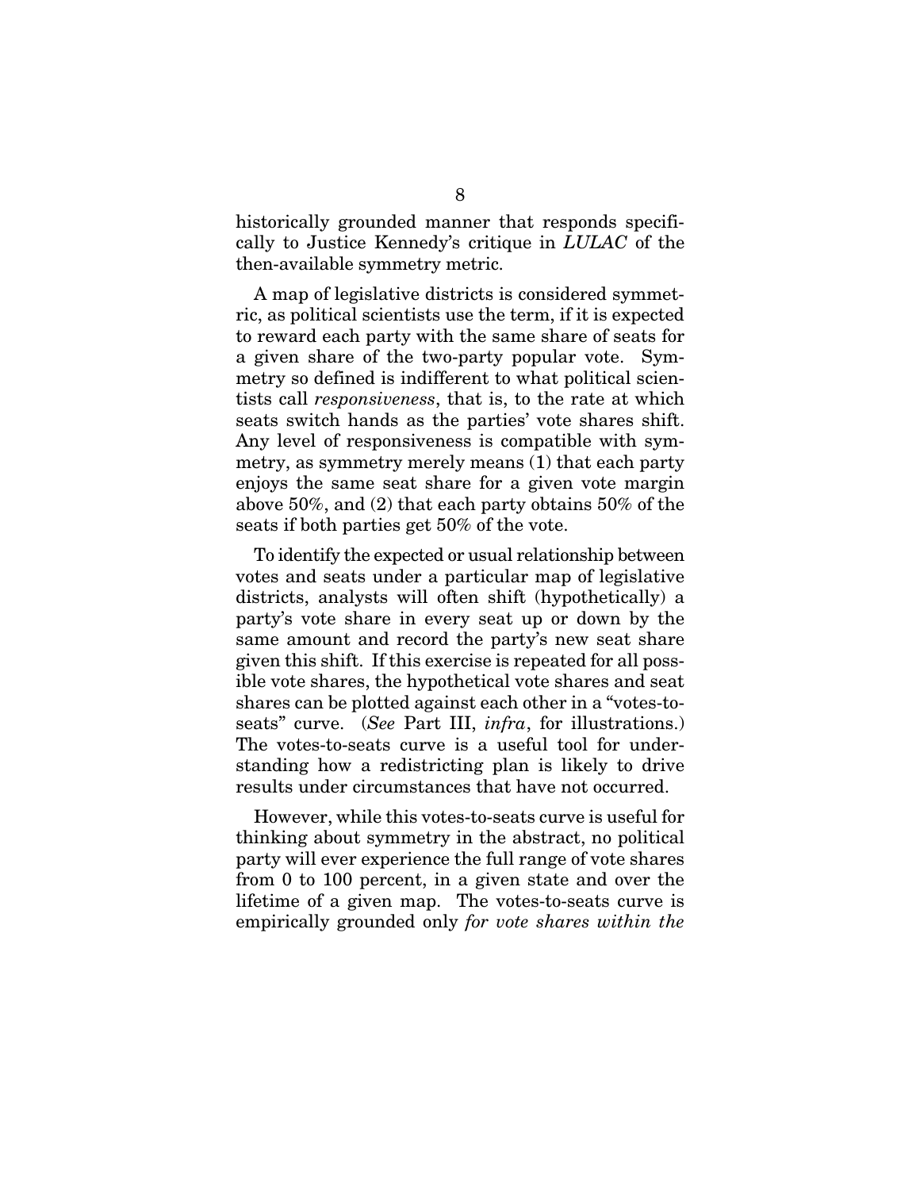historically grounded manner that responds specifically to Justice Kennedy's critique in *LULAC* of the then-available symmetry metric.

A map of legislative districts is considered symmetric, as political scientists use the term, if it is expected to reward each party with the same share of seats for a given share of the two-party popular vote. Symmetry so defined is indifferent to what political scientists call *responsiveness*, that is, to the rate at which seats switch hands as the parties' vote shares shift. Any level of responsiveness is compatible with symmetry, as symmetry merely means (1) that each party enjoys the same seat share for a given vote margin above 50%, and (2) that each party obtains 50% of the seats if both parties get 50% of the vote.

To identify the expected or usual relationship between votes and seats under a particular map of legislative districts, analysts will often shift (hypothetically) a party's vote share in every seat up or down by the same amount and record the party's new seat share given this shift. If this exercise is repeated for all possible vote shares, the hypothetical vote shares and seat shares can be plotted against each other in a "votes-to-seats" curve. (*See* Part III, *infra*, for illustrations.) The votes-to-seats curve is a useful tool for understanding how a redistricting plan is likely to drive results under circumstances that have not occurred.

However, while this votes-to-seats curve is useful for thinking about symmetry in the abstract, no political party will ever experience the full range of vote shares from 0 to 100 percent, in a given state and over the lifetime of a given map. The votes-to-seats curve is empirically grounded only *for vote shares within the*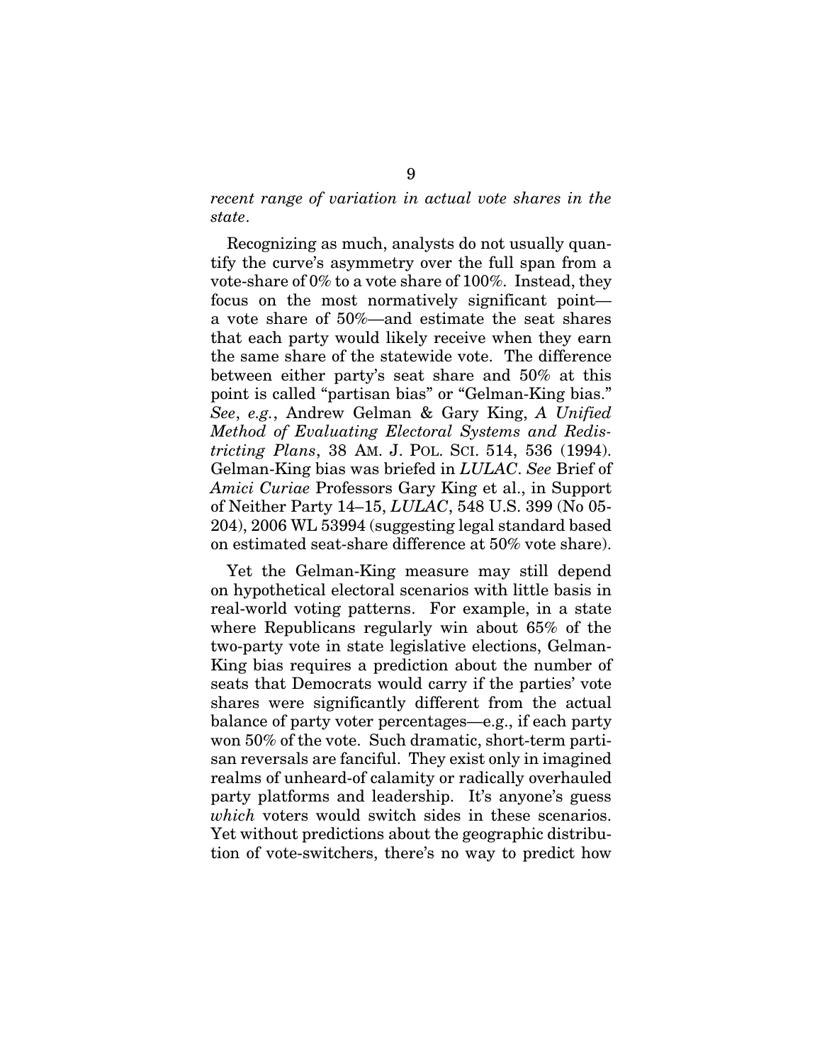*recent range of variation in actual vote shares in the state*.

Recognizing as much, analysts do not usually quantify the curve's asymmetry over the full span from a vote-share of 0% to a vote share of 100%. Instead, they focus on the most normatively significant point—a vote share of 50%—and estimate the seat shares that each party would likely receive when they earn the same share of the statewide vote. The difference between either party's seat share and 50% at this point is called "partisan bias" or "Gelman-King bias." *See*, *e.g.*, Andrew Gelman & Gary King, *A Unified Method of Evaluating Electoral Systems and Redistricting Plans*, 38 AM. J. POL. SCI. 514, 536 (1994). Gelman-King bias was briefed in *LULAC*. *See* Brief of *Amici Curiae* Professors Gary King et al., in Support of Neither Party 14–15, *LULAC*, 548 U.S. 399 (No 05-204), 2006 WL 53994 (suggesting legal standard based on estimated seat-share difference at 50% vote share).

Yet the Gelman-King measure may still depend on hypothetical electoral scenarios with little basis in real-world voting patterns. For example, in a state where Republicans regularly win about 65% of the two-party vote in state legislative elections, Gelman-King bias requires a prediction about the number of seats that Democrats would carry if the parties' vote shares were significantly different from the actual balance of party voter percentages—e.g., if each party won 50% of the vote. Such dramatic, short-term partisan reversals are fanciful. They exist only in imagined realms of unheard-of calamity or radically overhauled party platforms and leadership. It's anyone's guess *which* voters would switch sides in these scenarios. Yet without predictions about the geographic distribution of vote-switchers, there's no way to predict how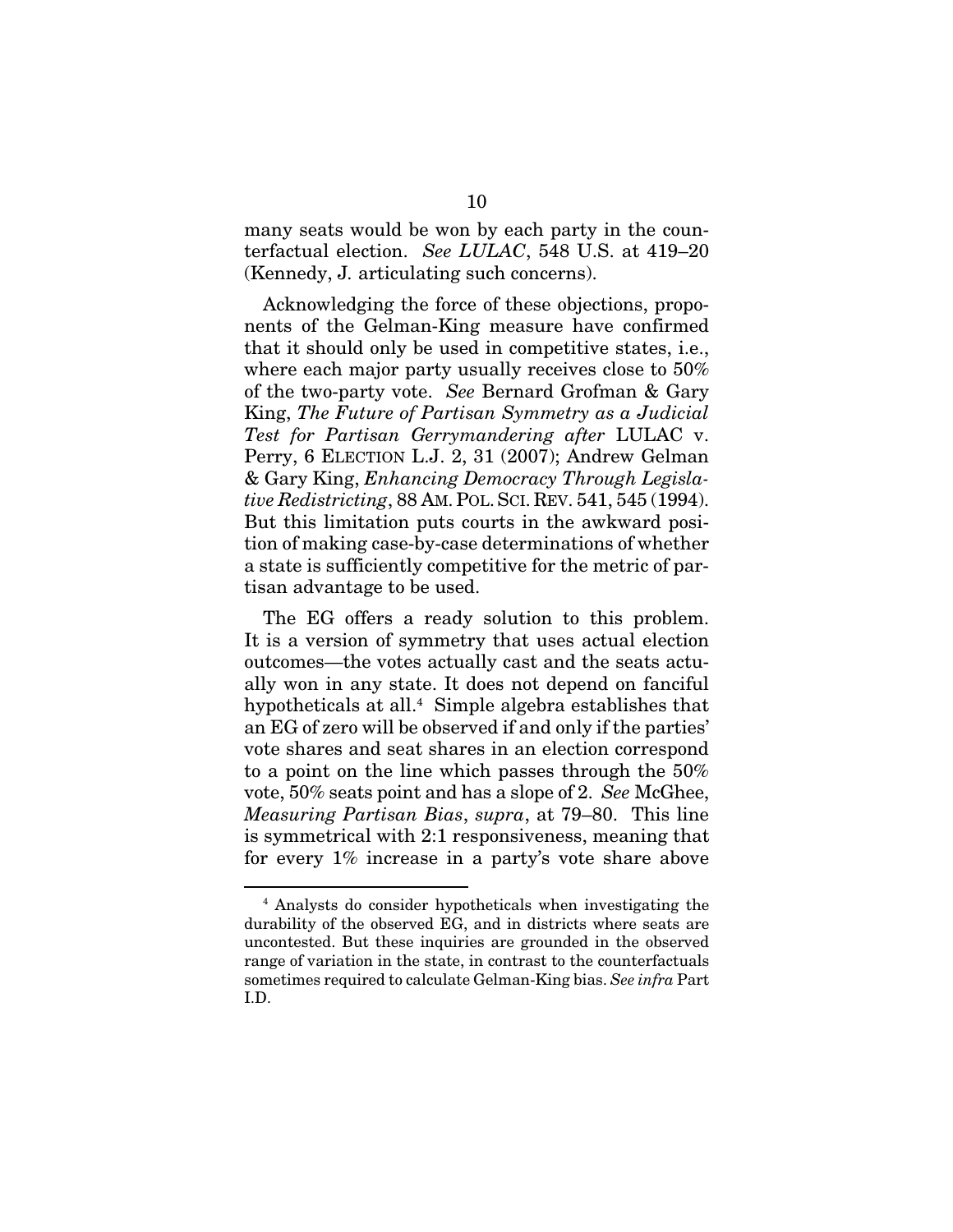many seats would be won by each party in the counterfactual election. *See LULAC*, 548 U.S. at 419–20 (Kennedy, J. articulating such concerns).

Acknowledging the force of these objections, proponents of the Gelman-King measure have confirmed that it should only be used in competitive states, i.e., where each major party usually receives close to 50% of the two-party vote. *See* Bernard Grofman & Gary King, *The Future of Partisan Symmetry as a Judicial Test for Partisan Gerrymandering after* LULAC v. Perry, 6 ELECTION L.J. 2, 31 (2007); Andrew Gelman & Gary King, *Enhancing Democracy Through Legislative Redistricting*, 88 AM. POL. SCI. REV. 541, 545 (1994). But this limitation puts courts in the awkward position of making case-by-case determinations of whether a state is sufficiently competitive for the metric of partisan advantage to be used.

The EG offers a ready solution to this problem. It is a version of symmetry that uses actual election outcomes—the votes actually cast and the seats actually won in any state. It does not depend on fanciful hypotheticals at all.[4] Simple algebra establishes that an EG of zero will be observed if and only if the parties' vote shares and seat shares in an election correspond to a point on the line which passes through the 50% vote, 50% seats point and has a slope of 2. *See* McGhee, *Measuring Partisan Bias*, *supra*, at 79–80. This line is symmetrical with 2:1 responsiveness, meaning that for every 1% increase in a party's vote share above

---

[4] Analysts do consider hypotheticals when investigating the durability of the observed EG, and in districts where seats are uncontested. But these inquiries are grounded in the observed range of variation in the state, in contrast to the counterfactuals sometimes required to calculate Gelman-King bias. *See infra* Part I.D.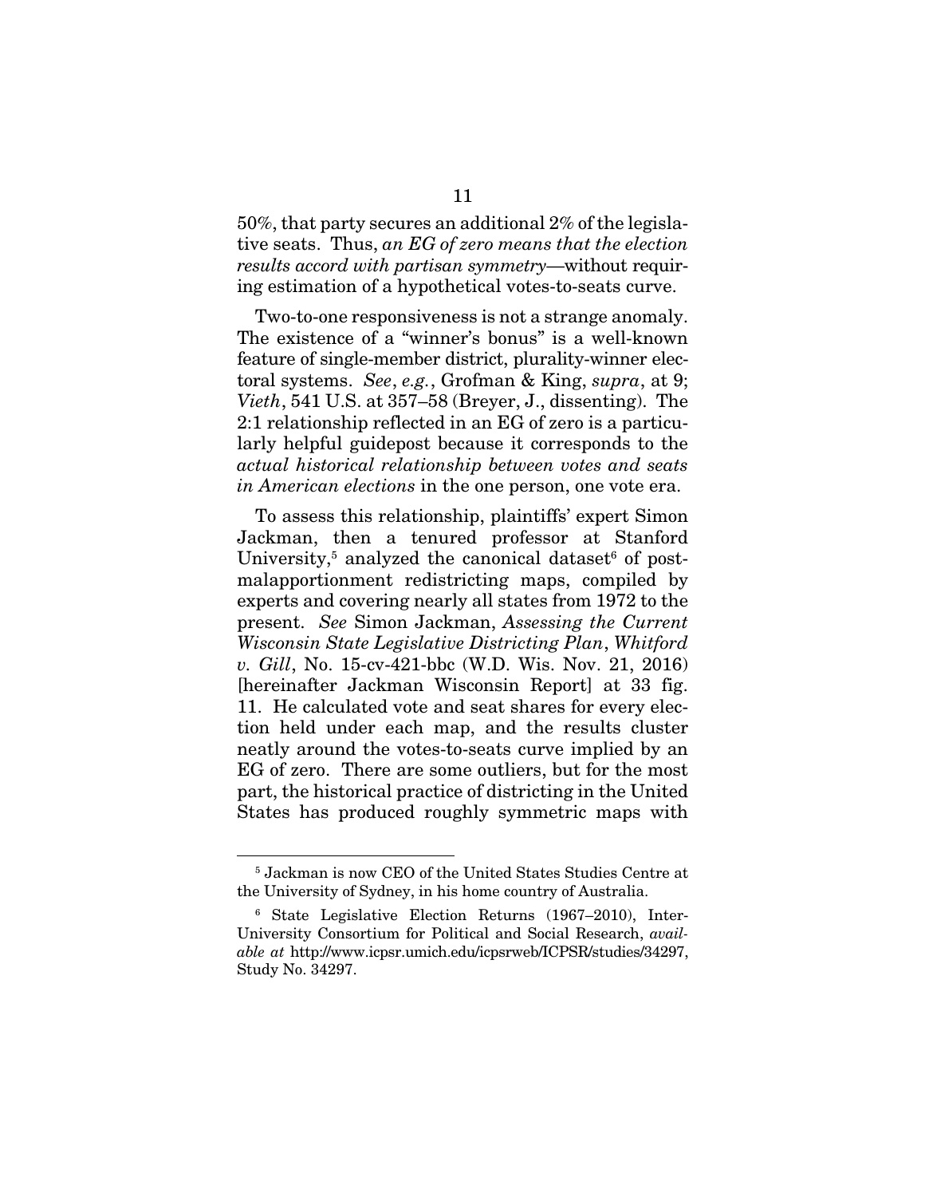50%, that party secures an additional 2% of the legislative seats. Thus, *an EG of zero means that the election results accord with partisan symmetry*—without requiring estimation of a hypothetical votes-to-seats curve.

Two-to-one responsiveness is not a strange anomaly. The existence of a "winner's bonus" is a well-known feature of single-member district, plurality-winner electoral systems. *See*, *e.g.*, Grofman & King, *supra*, at 9; *Vieth*, 541 U.S. at 357–58 (Breyer, J., dissenting). The 2:1 relationship reflected in an EG of zero is a particularly helpful guidepost because it corresponds to the *actual historical relationship between votes and seats in American elections* in the one person, one vote era.

To assess this relationship, plaintiffs' expert Simon Jackman, then a tenured professor at Stanford University,[5] analyzed the canonical dataset[6] of post-malapportionment redistricting maps, compiled by experts and covering nearly all states from 1972 to the present. *See* Simon Jackman, *Assessing the Current Wisconsin State Legislative Districting Plan*, *Whitford v. Gill*, No. 15-cv-421-bbc (W.D. Wis. Nov. 21, 2016) [hereinafter Jackman Wisconsin Report] at 33 fig. 11. He calculated vote and seat shares for every election held under each map, and the results cluster neatly around the votes-to-seats curve implied by an EG of zero. There are some outliers, but for the most part, the historical practice of districting in the United States has produced roughly symmetric maps with

---

[5] Jackman is now CEO of the United States Studies Centre at the University of Sydney, in his home country of Australia.

[6] State Legislative Election Returns (1967–2010), Inter-University Consortium for Political and Social Research, *available at* http://www.icpsr.umich.edu/icpsrweb/ICPSR/studies/34297, Study No. 34297.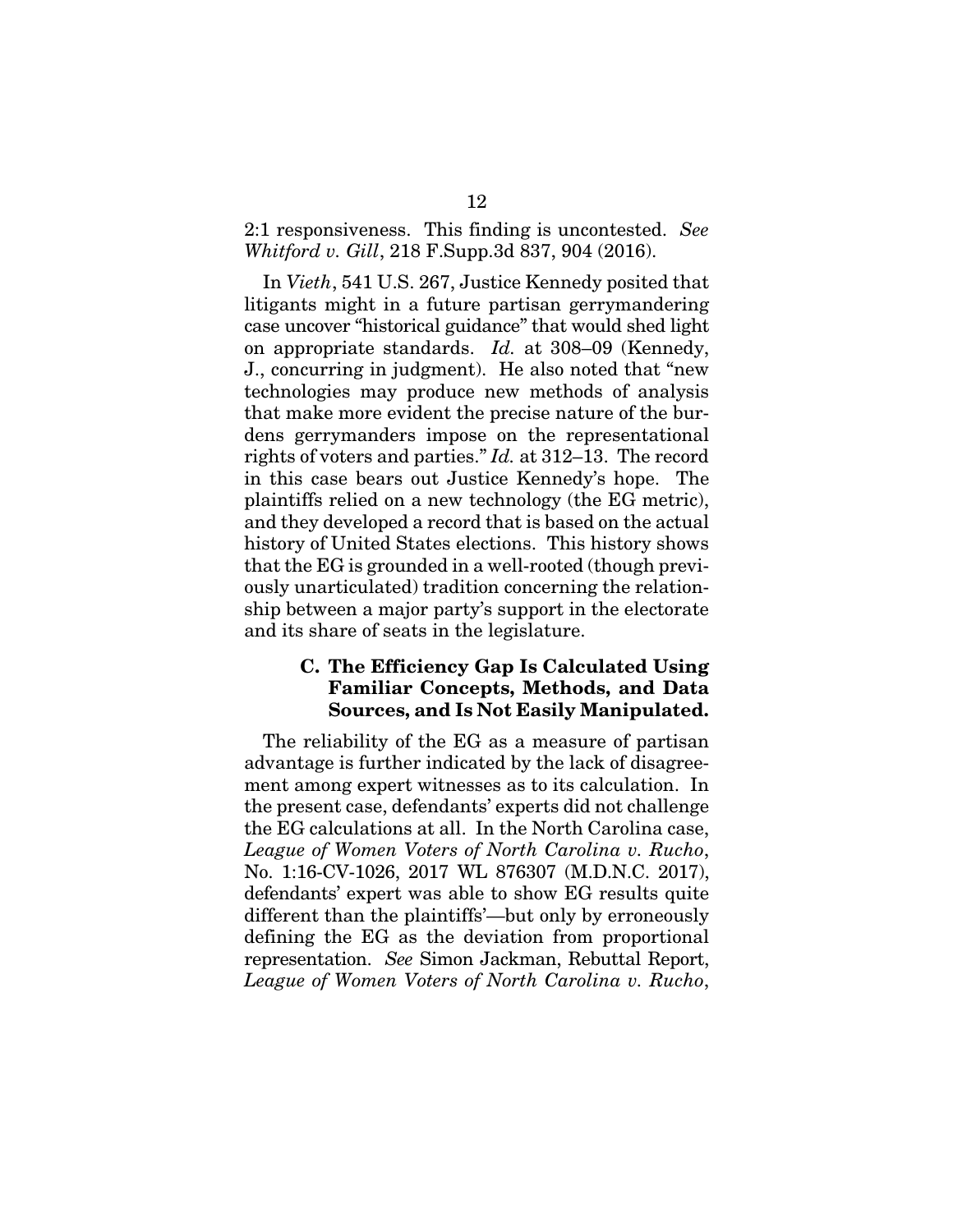2:1 responsiveness. This finding is uncontested. *See Whitford v. Gill*, 218 F.Supp.3d 837, 904 (2016).

In *Vieth*, 541 U.S. 267, Justice Kennedy posited that litigants might in a future partisan gerrymandering case uncover "historical guidance" that would shed light on appropriate standards. *Id.* at 308–09 (Kennedy, J., concurring in judgment). He also noted that "new technologies may produce new methods of analysis that make more evident the precise nature of the burdens gerrymanders impose on the representational rights of voters and parties." *Id.* at 312–13. The record in this case bears out Justice Kennedy's hope. The plaintiffs relied on a new technology (the EG metric), and they developed a record that is based on the actual history of United States elections. This history shows that the EG is grounded in a well-rooted (though previously unarticulated) tradition concerning the relationship between a major party's support in the electorate and its share of seats in the legislature.

### C. The Efficiency Gap Is Calculated Using Familiar Concepts, Methods, and Data Sources, and Is Not Easily Manipulated.

The reliability of the EG as a measure of partisan advantage is further indicated by the lack of disagreement among expert witnesses as to its calculation. In the present case, defendants' experts did not challenge the EG calculations at all. In the North Carolina case, *League of Women Voters of North Carolina v. Rucho*, No. 1:16-CV-1026, 2017 WL 876307 (M.D.N.C. 2017), defendants' expert was able to show EG results quite different than the plaintiffs'—but only by erroneously defining the EG as the deviation from proportional representation. *See* Simon Jackman, Rebuttal Report, *League of Women Voters of North Carolina v. Rucho*,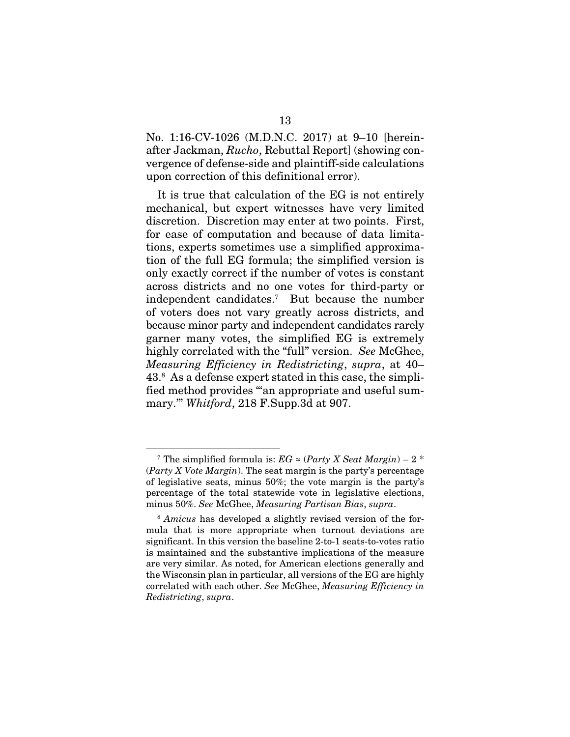No. 1:16-CV-1026 (M.D.N.C. 2017) at 9–10 [hereinafter Jackman, *Rucho*, Rebuttal Report] (showing convergence of defense-side and plaintiff-side calculations upon correction of this definitional error).

It is true that calculation of the EG is not entirely mechanical, but expert witnesses have very limited discretion. Discretion may enter at two points. First, for ease of computation and because of data limitations, experts sometimes use a simplified approximation of the full EG formula; the simplified version is only exactly correct if the number of votes is constant across districts and no one votes for third-party or independent candidates.[7] But because the number of voters does not vary greatly across districts, and because minor party and independent candidates rarely garner many votes, the simplified EG is extremely highly correlated with the "full" version. *See* McGhee, *Measuring Efficiency in Redistricting*, *supra*, at 40–43.[8] As a defense expert stated in this case, the simplified method provides "'an appropriate and useful summary.'" *Whitford*, 218 F.Supp.3d at 907.

---

[7] The simplified formula is: $EG \approx (\textit{Party X Seat Margin}) - 2 * (\textit{Party X Vote Margin})$. The seat margin is the party's percentage of legislative seats, minus 50%; the vote margin is the party's percentage of the total statewide vote in legislative elections, minus 50%. *See* McGhee, *Measuring Partisan Bias*, *supra*.

[8] *Amicus* has developed a slightly revised version of the formula that is more appropriate when turnout deviations are significant. In this version the baseline 2-to-1 seats-to-votes ratio is maintained and the substantive implications of the measure are very similar. As noted, for American elections generally and the Wisconsin plan in particular, all versions of the EG are highly correlated with each other. *See* McGhee, *Measuring Efficiency in Redistricting*, *supra*.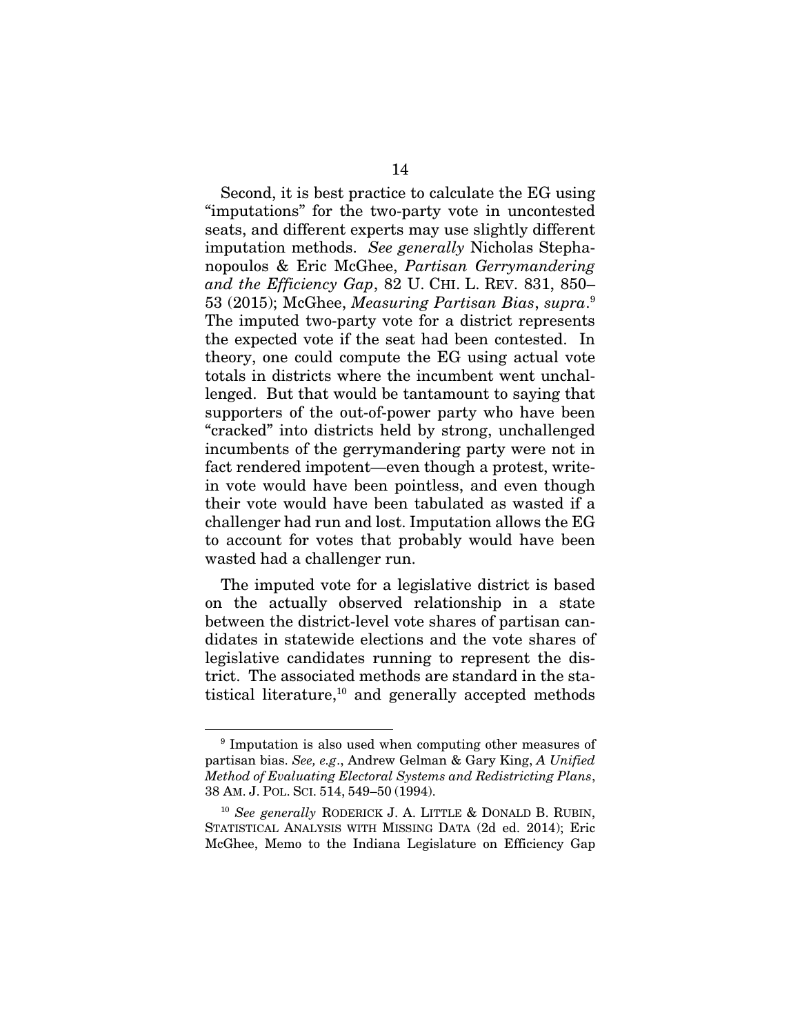Second, it is best practice to calculate the EG using "imputations" for the two-party vote in uncontested seats, and different experts may use slightly different imputation methods. *See generally* Nicholas Stephanopoulos & Eric McGhee, *Partisan Gerrymandering and the Efficiency Gap*, 82 U. CHI. L. REV. 831, 850–53 (2015); McGhee, *Measuring Partisan Bias*, *supra*.[9] The imputed two-party vote for a district represents the expected vote if the seat had been contested. In theory, one could compute the EG using actual vote totals in districts where the incumbent went unchallenged. But that would be tantamount to saying that supporters of the out-of-power party who have been "cracked" into districts held by strong, unchallenged incumbents of the gerrymandering party were not in fact rendered impotent—even though a protest, write-in vote would have been pointless, and even though their vote would have been tabulated as wasted if a challenger had run and lost. Imputation allows the EG to account for votes that probably would have been wasted had a challenger run.

The imputed vote for a legislative district is based on the actually observed relationship in a state between the district-level vote shares of partisan candidates in statewide elections and the vote shares of legislative candidates running to represent the district. The associated methods are standard in the statistical literature,[10] and generally accepted methods

---

[9] Imputation is also used when computing other measures of partisan bias. *See, e.g*., Andrew Gelman & Gary King, *A Unified Method of Evaluating Electoral Systems and Redistricting Plans*, 38 AM. J. POL. SCI. 514, 549–50 (1994).

[10] *See generally* RODERICK J. A. LITTLE & DONALD B. RUBIN, STATISTICAL ANALYSIS WITH MISSING DATA (2d ed. 2014); Eric McGhee, Memo to the Indiana Legislature on Efficiency Gap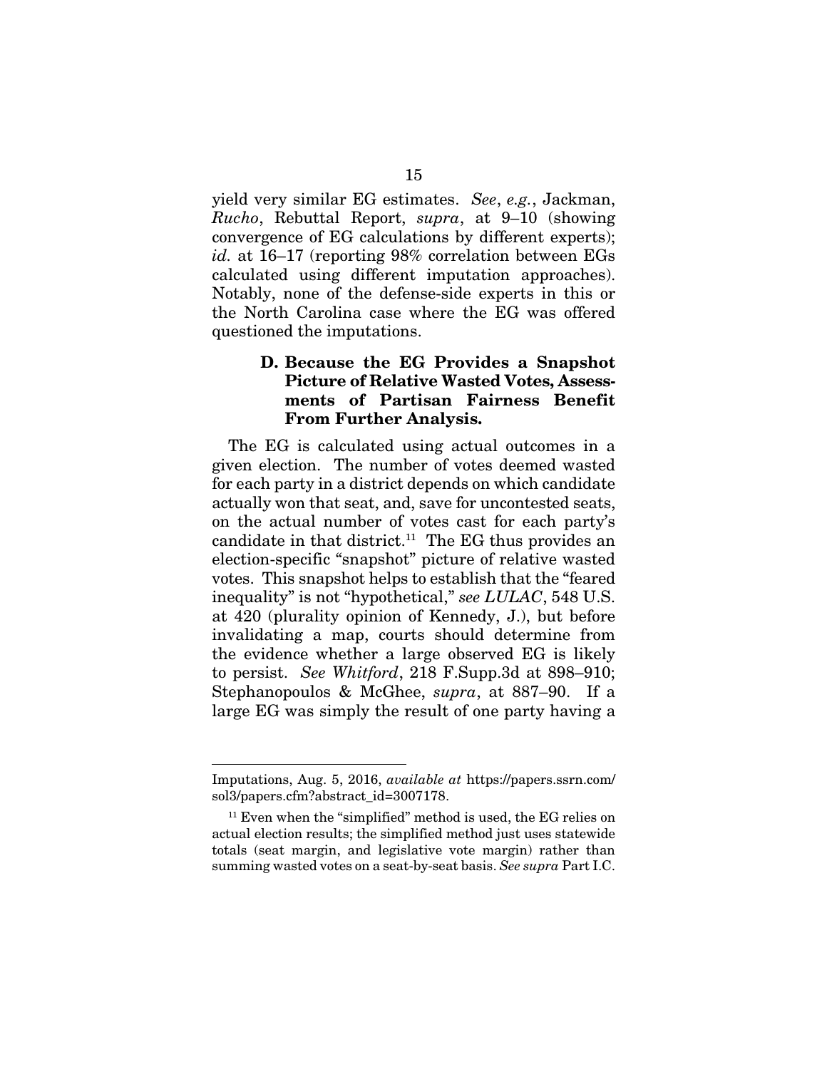yield very similar EG estimates. *See*, *e.g.*, Jackman, *Rucho*, Rebuttal Report, *supra*, at 9–10 (showing convergence of EG calculations by different experts); *id.* at 16–17 (reporting 98% correlation between EGs calculated using different imputation approaches). Notably, none of the defense-side experts in this or the North Carolina case where the EG was offered questioned the imputations.

### D. Because the EG Provides a Snapshot Picture of Relative Wasted Votes, Assessments of Partisan Fairness Benefit From Further Analysis.

The EG is calculated using actual outcomes in a given election. The number of votes deemed wasted for each party in a district depends on which candidate actually won that seat, and, save for uncontested seats, on the actual number of votes cast for each party's candidate in that district.[11] The EG thus provides an election-specific "snapshot" picture of relative wasted votes. This snapshot helps to establish that the "feared inequality" is not "hypothetical," *see LULAC*, 548 U.S. at 420 (plurality opinion of Kennedy, J.), but before invalidating a map, courts should determine from the evidence whether a large observed EG is likely to persist. *See Whitford*, 218 F.Supp.3d at 898–910; Stephanopoulos & McGhee, *supra*, at 887–90. If a large EG was simply the result of one party having a

---

Imputations, Aug. 5, 2016, *available at* https://papers.ssrn.com/sol3/papers.cfm?abstract_id=3007178.

[11] Even when the "simplified" method is used, the EG relies on actual election results; the simplified method just uses statewide totals (seat margin, and legislative vote margin) rather than summing wasted votes on a seat-by-seat basis. *See supra* Part I.C.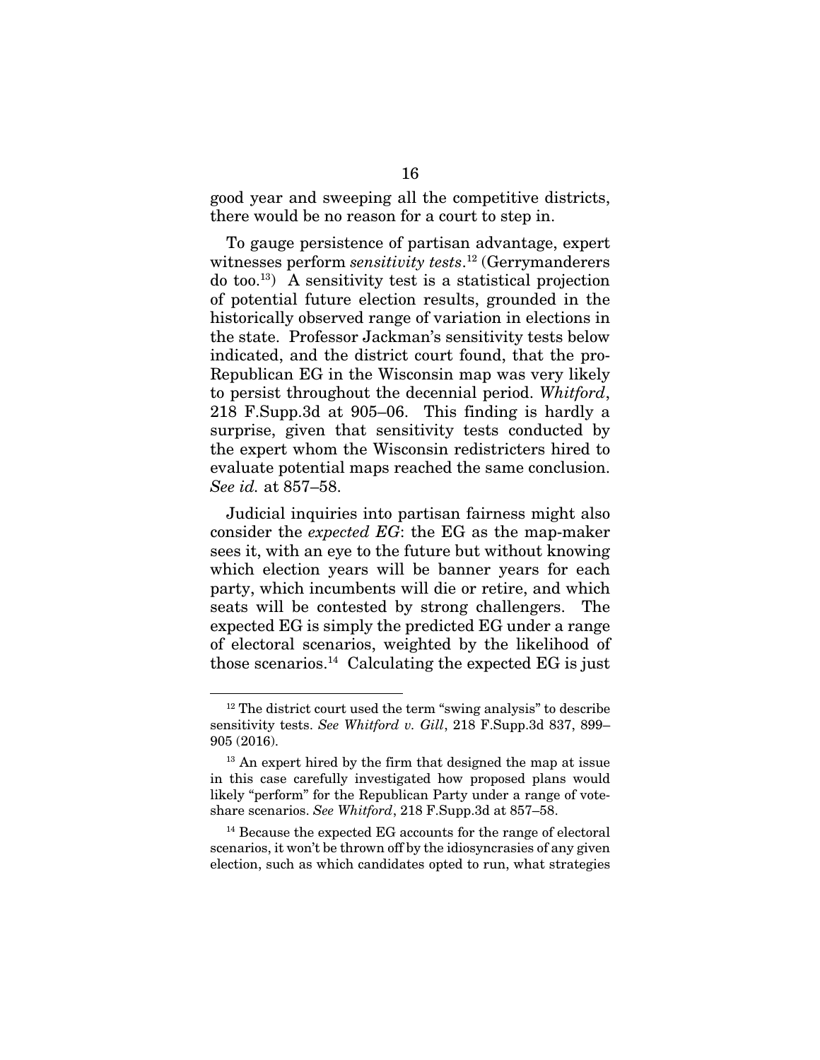good year and sweeping all the competitive districts, there would be no reason for a court to step in.

To gauge persistence of partisan advantage, expert witnesses perform *sensitivity tests*.[12] (Gerrymanderers do too.[13]) A sensitivity test is a statistical projection of potential future election results, grounded in the historically observed range of variation in elections in the state. Professor Jackman's sensitivity tests below indicated, and the district court found, that the pro-Republican EG in the Wisconsin map was very likely to persist throughout the decennial period. *Whitford*, 218 F.Supp.3d at 905–06. This finding is hardly a surprise, given that sensitivity tests conducted by the expert whom the Wisconsin redistricters hired to evaluate potential maps reached the same conclusion. *See id.* at 857–58.

Judicial inquiries into partisan fairness might also consider the *expected EG*: the EG as the map-maker sees it, with an eye to the future but without knowing which election years will be banner years for each party, which incumbents will die or retire, and which seats will be contested by strong challengers. The expected EG is simply the predicted EG under a range of electoral scenarios, weighted by the likelihood of those scenarios.[14] Calculating the expected EG is just

---

[12] The district court used the term "swing analysis" to describe sensitivity tests. *See Whitford v. Gill*, 218 F.Supp.3d 837, 899–905 (2016).

[13] An expert hired by the firm that designed the map at issue in this case carefully investigated how proposed plans would likely "perform" for the Republican Party under a range of vote-share scenarios. *See Whitford*, 218 F.Supp.3d at 857–58.

[14] Because the expected EG accounts for the range of electoral scenarios, it won't be thrown off by the idiosyncrasies of any given election, such as which candidates opted to run, what strategies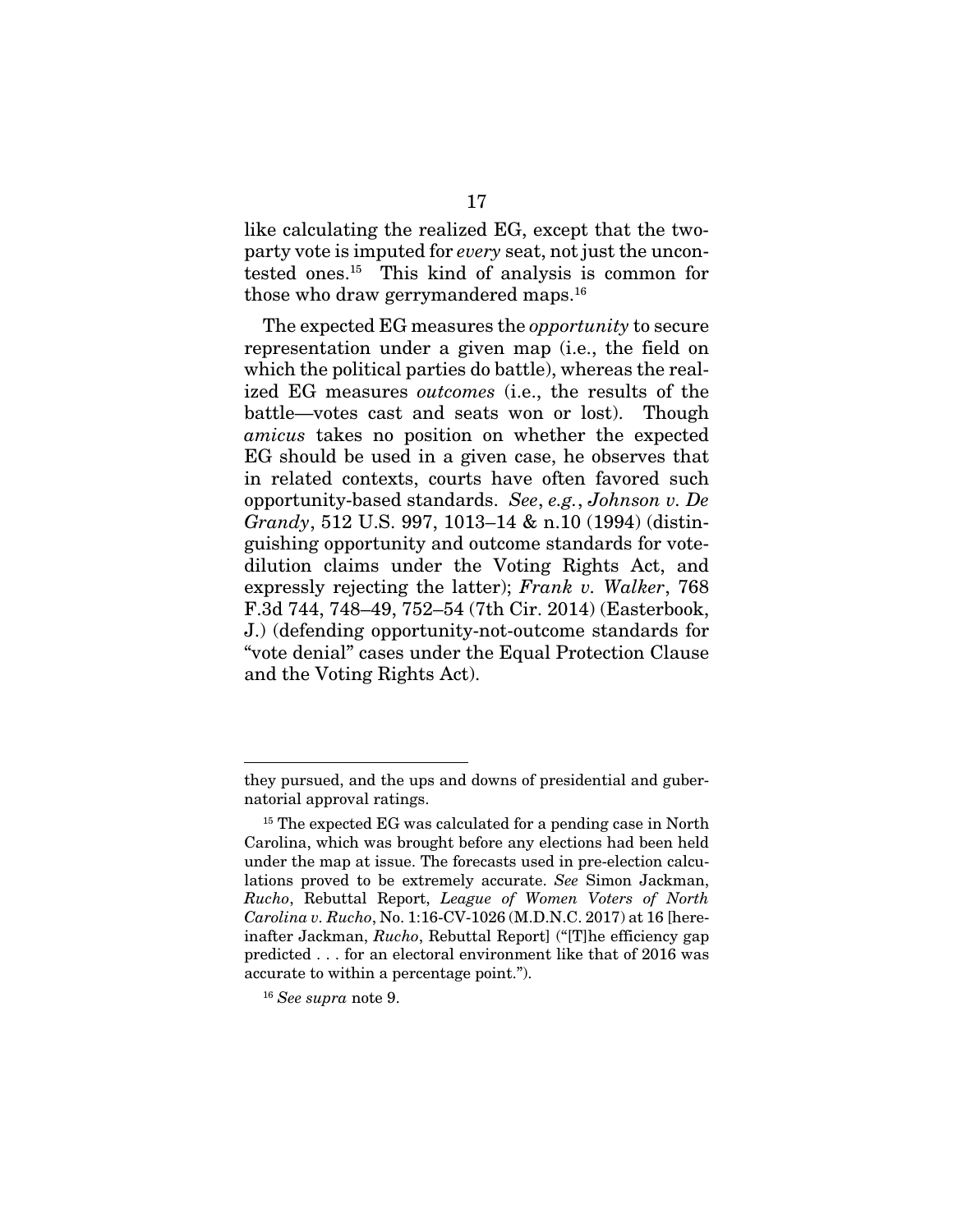like calculating the realized EG, except that the two-party vote is imputed for *every* seat, not just the uncontested ones.[15] This kind of analysis is common for those who draw gerrymandered maps.[16]

The expected EG measures the *opportunity* to secure representation under a given map (i.e., the field on which the political parties do battle), whereas the realized EG measures *outcomes* (i.e., the results of the battle—votes cast and seats won or lost). Though *amicus* takes no position on whether the expected EG should be used in a given case, he observes that in related contexts, courts have often favored such opportunity-based standards. *See, e.g.*, *Johnson v. De Grandy*, 512 U.S. 997, 1013–14 & n.10 (1994) (distinguishing opportunity and outcome standards for vote-dilution claims under the Voting Rights Act, and expressly rejecting the latter); *Frank v. Walker*, 768 F.3d 744, 748–49, 752–54 (7th Cir. 2014) (Easterbook, J.) (defending opportunity-not-outcome standards for "vote denial" cases under the Equal Protection Clause and the Voting Rights Act).

---

they pursued, and the ups and downs of presidential and gubernatorial approval ratings.

[15] The expected EG was calculated for a pending case in North Carolina, which was brought before any elections had been held under the map at issue. The forecasts used in pre-election calculations proved to be extremely accurate. *See* Simon Jackman, *Rucho*, Rebuttal Report, *League of Women Voters of North Carolina v. Rucho*, No. 1:16-CV-1026 (M.D.N.C. 2017) at 16 [hereinafter Jackman, *Rucho*, Rebuttal Report] ("[T]he efficiency gap predicted . . . for an electoral environment like that of 2016 was accurate to within a percentage point.").

[16] *See supra* note 9.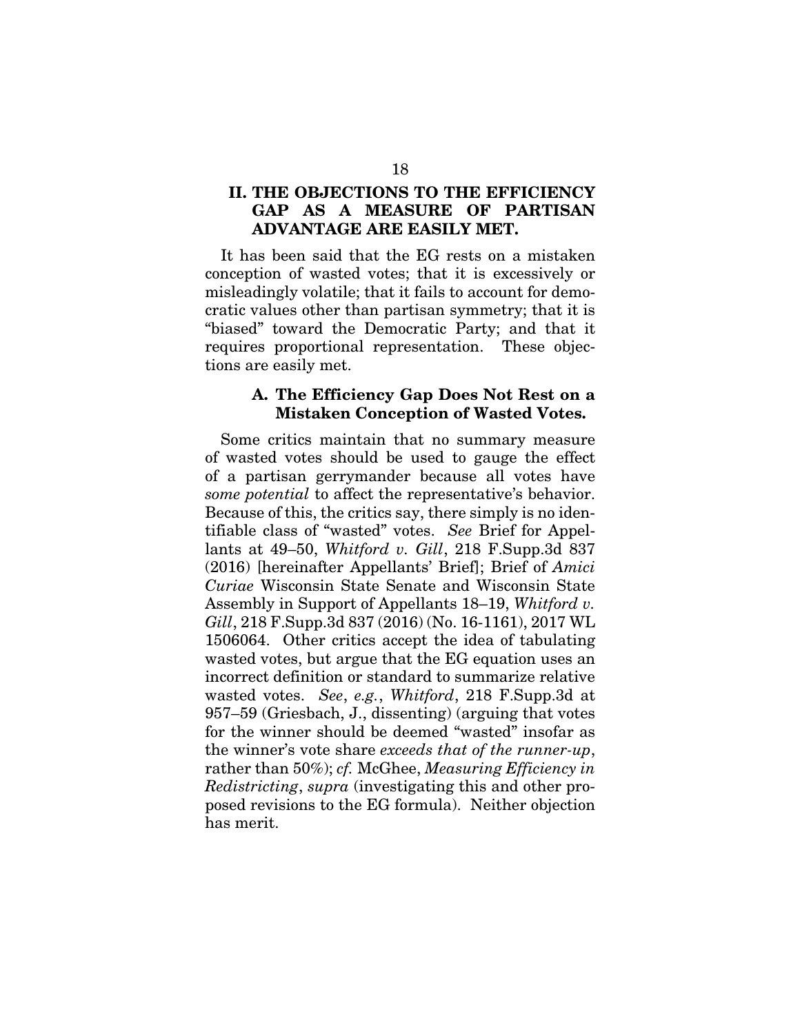## II. THE OBJECTIONS TO THE EFFICIENCY GAP AS A MEASURE OF PARTISAN ADVANTAGE ARE EASILY MET.

It has been said that the EG rests on a mistaken conception of wasted votes; that it is excessively or misleadingly volatile; that it fails to account for democratic values other than partisan symmetry; that it is "biased" toward the Democratic Party; and that it requires proportional representation. These objections are easily met.

### A. The Efficiency Gap Does Not Rest on a Mistaken Conception of Wasted Votes.

Some critics maintain that no summary measure of wasted votes should be used to gauge the effect of a partisan gerrymander because all votes have *some potential* to affect the representative's behavior. Because of this, the critics say, there simply is no identifiable class of "wasted" votes. *See* Brief for Appellants at 49–50, *Whitford v. Gill*, 218 F.Supp.3d 837 (2016) [hereinafter Appellants' Brief]; Brief of *Amici Curiae* Wisconsin State Senate and Wisconsin State Assembly in Support of Appellants 18–19, *Whitford v. Gill*, 218 F.Supp.3d 837 (2016) (No. 16-1161), 2017 WL 1506064. Other critics accept the idea of tabulating wasted votes, but argue that the EG equation uses an incorrect definition or standard to summarize relative wasted votes. *See*, *e.g.*, *Whitford*, 218 F.Supp.3d at 957–59 (Griesbach, J., dissenting) (arguing that votes for the winner should be deemed "wasted" insofar as the winner's vote share *exceeds that of the runner-up*, rather than 50%); *cf.* McGhee, *Measuring Efficiency in Redistricting*, *supra* (investigating this and other proposed revisions to the EG formula). Neither objection has merit.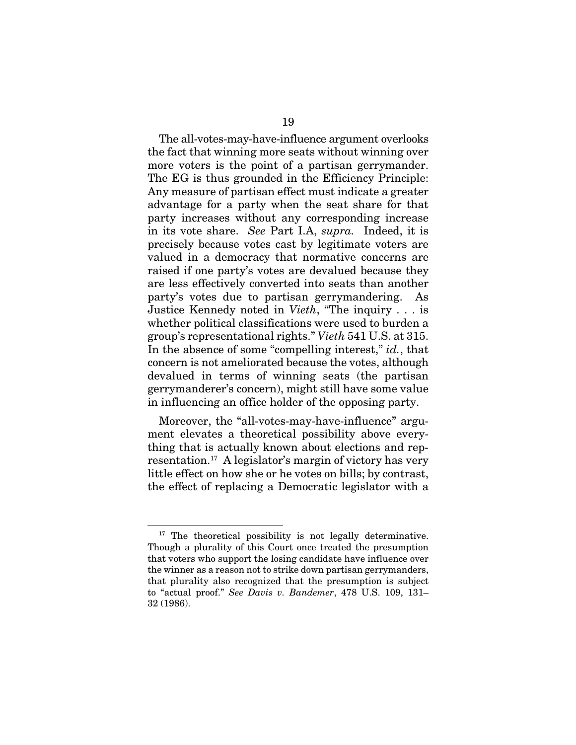The all-votes-may-have-influence argument overlooks the fact that winning more seats without winning over more voters is the point of a partisan gerrymander. The EG is thus grounded in the Efficiency Principle: Any measure of partisan effect must indicate a greater advantage for a party when the seat share for that party increases without any corresponding increase in its vote share. *See* Part I.A, *supra*. Indeed, it is precisely because votes cast by legitimate voters are valued in a democracy that normative concerns are raised if one party's votes are devalued because they are less effectively converted into seats than another party's votes due to partisan gerrymandering. As Justice Kennedy noted in *Vieth*, "The inquiry . . . is whether political classifications were used to burden a group's representational rights." *Vieth* 541 U.S. at 315. In the absence of some "compelling interest," *id.*, that concern is not ameliorated because the votes, although devalued in terms of winning seats (the partisan gerrymanderer's concern), might still have some value in influencing an office holder of the opposing party.

Moreover, the "all-votes-may-have-influence" argument elevates a theoretical possibility above everything that is actually known about elections and representation.[17] A legislator's margin of victory has very little effect on how she or he votes on bills; by contrast, the effect of replacing a Democratic legislator with a

---

[17] The theoretical possibility is not legally determinative. Though a plurality of this Court once treated the presumption that voters who support the losing candidate have influence over the winner as a reason not to strike down partisan gerrymanders, that plurality also recognized that the presumption is subject to "actual proof." *See Davis v. Bandemer*, 478 U.S. 109, 131–32 (1986).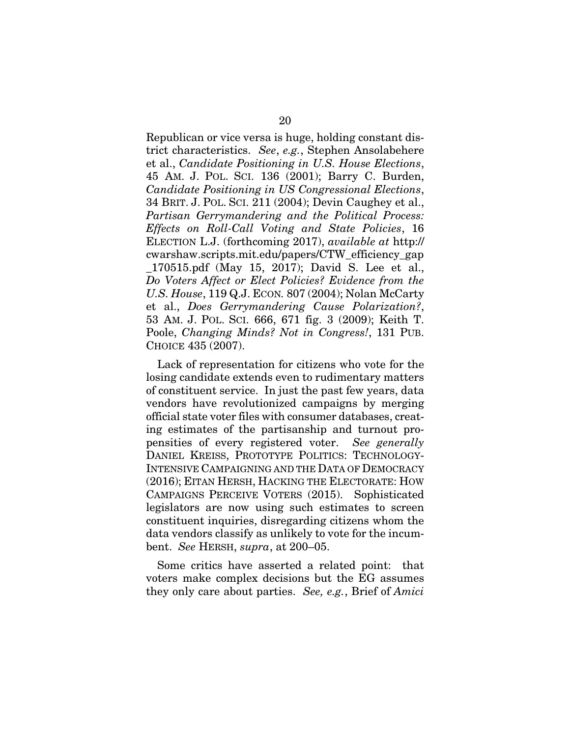Republican or vice versa is huge, holding constant district characteristics. *See*, *e.g.*, Stephen Ansolabehere et al., *Candidate Positioning in U.S. House Elections*, 45 AM. J. POL. SCI. 136 (2001); Barry C. Burden, *Candidate Positioning in US Congressional Elections*, 34 BRIT. J. POL. SCI. 211 (2004); Devin Caughey et al., *Partisan Gerrymandering and the Political Process: Effects on Roll-Call Voting and State Policies*, 16 ELECTION L.J. (forthcoming 2017), *available at* http://cwarshaw.scripts.mit.edu/papers/CTW_efficiency_gap_170515.pdf (May 15, 2017); David S. Lee et al., *Do Voters Affect or Elect Policies? Evidence from the U.S. House*, 119 Q.J. ECON. 807 (2004); Nolan McCarty et al., *Does Gerrymandering Cause Polarization?*, 53 AM. J. POL. SCI. 666, 671 fig. 3 (2009); Keith T. Poole, *Changing Minds? Not in Congress!*, 131 PUB. CHOICE 435 (2007).

Lack of representation for citizens who vote for the losing candidate extends even to rudimentary matters of constituent service. In just the past few years, data vendors have revolutionized campaigns by merging official state voter files with consumer databases, creating estimates of the partisanship and turnout propensities of every registered voter. *See generally* DANIEL KREISS, PROTOTYPE POLITICS: TECHNOLOGY-INTENSIVE CAMPAIGNING AND THE DATA OF DEMOCRACY (2016); EITAN HERSH, HACKING THE ELECTORATE: HOW CAMPAIGNS PERCEIVE VOTERS (2015). Sophisticated legislators are now using such estimates to screen constituent inquiries, disregarding citizens whom the data vendors classify as unlikely to vote for the incumbent. *See* HERSH, *supra*, at 200–05.

Some critics have asserted a related point: that voters make complex decisions but the EG assumes they only care about parties. *See, e.g.*, Brief of *Amici*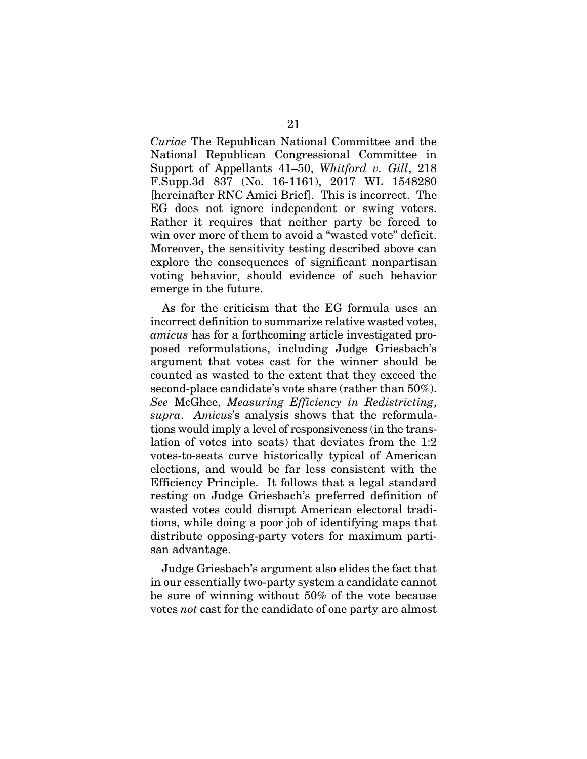*Curiae* The Republican National Committee and the National Republican Congressional Committee in Support of Appellants 41–50, *Whitford v. Gill*, 218 F.Supp.3d 837 (No. 16-1161), 2017 WL 1548280 [hereinafter RNC Amici Brief]. This is incorrect. The EG does not ignore independent or swing voters. Rather it requires that neither party be forced to win over more of them to avoid a "wasted vote" deficit. Moreover, the sensitivity testing described above can explore the consequences of significant nonpartisan voting behavior, should evidence of such behavior emerge in the future.

As for the criticism that the EG formula uses an incorrect definition to summarize relative wasted votes, *amicus* has for a forthcoming article investigated proposed reformulations, including Judge Griesbach's argument that votes cast for the winner should be counted as wasted to the extent that they exceed the second-place candidate's vote share (rather than 50%). *See* McGhee, *Measuring Efficiency in Redistricting*, *supra*. *Amicus*'s analysis shows that the reformulations would imply a level of responsiveness (in the translation of votes into seats) that deviates from the 1:2 votes-to-seats curve historically typical of American elections, and would be far less consistent with the Efficiency Principle. It follows that a legal standard resting on Judge Griesbach's preferred definition of wasted votes could disrupt American electoral traditions, while doing a poor job of identifying maps that distribute opposing-party voters for maximum partisan advantage.

Judge Griesbach's argument also elides the fact that in our essentially two-party system a candidate cannot be sure of winning without 50% of the vote because votes *not* cast for the candidate of one party are almost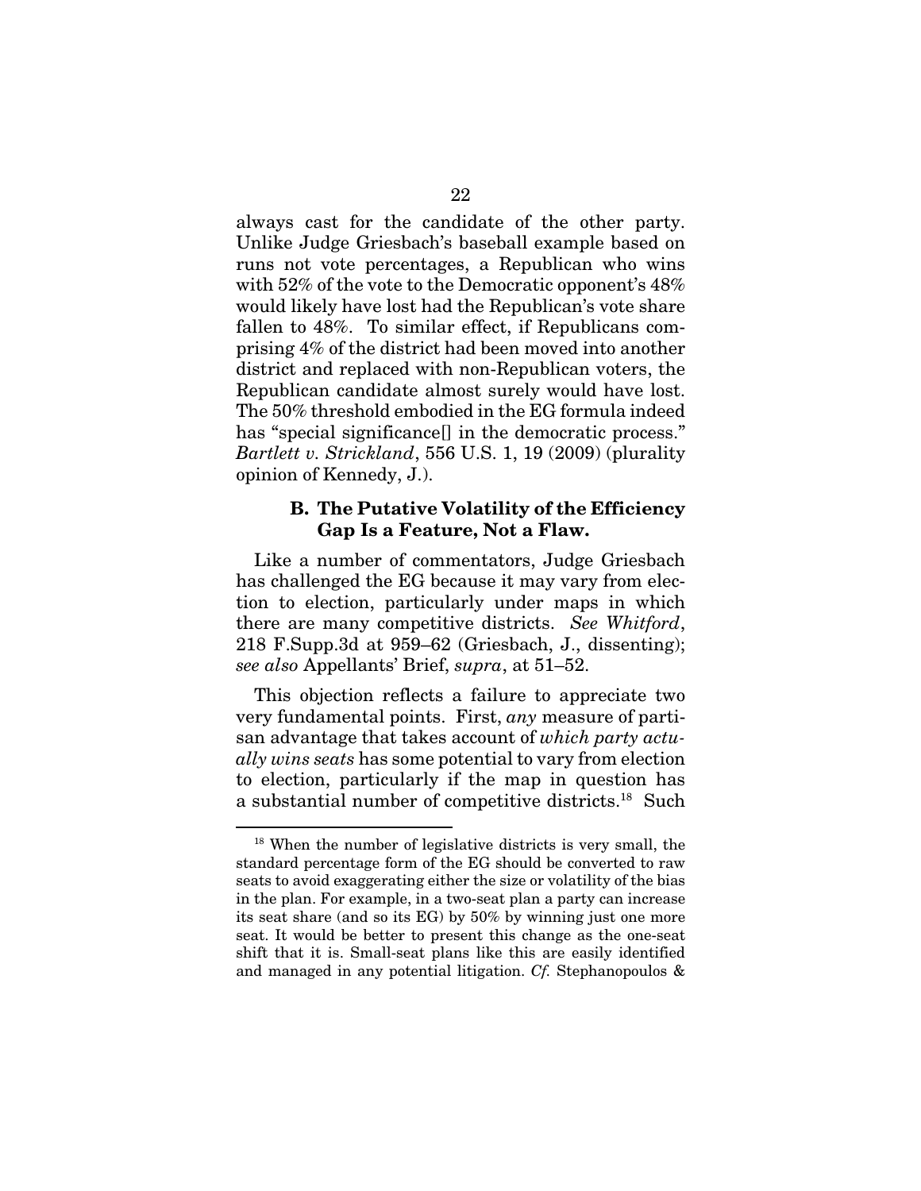always cast for the candidate of the other party. Unlike Judge Griesbach's baseball example based on runs not vote percentages, a Republican who wins with 52% of the vote to the Democratic opponent's 48% would likely have lost had the Republican's vote share fallen to 48%. To similar effect, if Republicans comprising 4% of the district had been moved into another district and replaced with non-Republican voters, the Republican candidate almost surely would have lost. The 50% threshold embodied in the EG formula indeed has "special significance[] in the democratic process." *Bartlett v. Strickland*, 556 U.S. 1, 19 (2009) (plurality opinion of Kennedy, J.).

### B. The Putative Volatility of the Efficiency Gap Is a Feature, Not a Flaw.

Like a number of commentators, Judge Griesbach has challenged the EG because it may vary from election to election, particularly under maps in which there are many competitive districts. *See Whitford*, 218 F.Supp.3d at 959–62 (Griesbach, J., dissenting); *see also* Appellants' Brief, *supra*, at 51–52.

This objection reflects a failure to appreciate two very fundamental points. First, *any* measure of partisan advantage that takes account of *which party actually wins seats* has some potential to vary from election to election, particularly if the map in question has a substantial number of competitive districts.[18] Such

---

[18] When the number of legislative districts is very small, the standard percentage form of the EG should be converted to raw seats to avoid exaggerating either the size or volatility of the bias in the plan. For example, in a two-seat plan a party can increase its seat share (and so its EG) by 50% by winning just one more seat. It would be better to present this change as the one-seat shift that it is. Small-seat plans like this are easily identified and managed in any potential litigation. *Cf.* Stephanopoulos &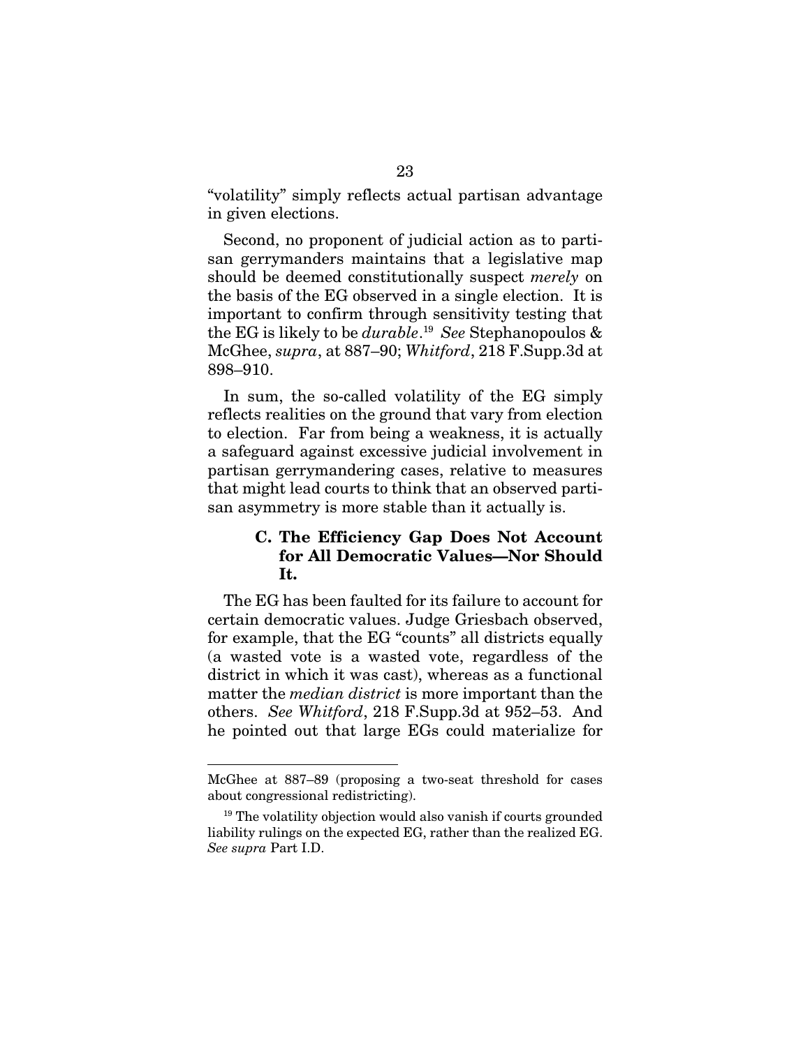"volatility" simply reflects actual partisan advantage in given elections.

Second, no proponent of judicial action as to partisan gerrymanders maintains that a legislative map should be deemed constitutionally suspect *merely* on the basis of the EG observed in a single election. It is important to confirm through sensitivity testing that the EG is likely to be *durable*.[19] *See* Stephanopoulos & McGhee, *supra*, at 887–90; *Whitford*, 218 F.Supp.3d at 898–910.

In sum, the so-called volatility of the EG simply reflects realities on the ground that vary from election to election. Far from being a weakness, it is actually a safeguard against excessive judicial involvement in partisan gerrymandering cases, relative to measures that might lead courts to think that an observed partisan asymmetry is more stable than it actually is.

### C. The Efficiency Gap Does Not Account for All Democratic Values—Nor Should It.

The EG has been faulted for its failure to account for certain democratic values. Judge Griesbach observed, for example, that the EG "counts" all districts equally (a wasted vote is a wasted vote, regardless of the district in which it was cast), whereas as a functional matter the *median district* is more important than the others. *See Whitford*, 218 F.Supp.3d at 952–53. And he pointed out that large EGs could materialize for

---

McGhee at 887–89 (proposing a two-seat threshold for cases about congressional redistricting).

[19] The volatility objection would also vanish if courts grounded liability rulings on the expected EG, rather than the realized EG. *See supra* Part I.D.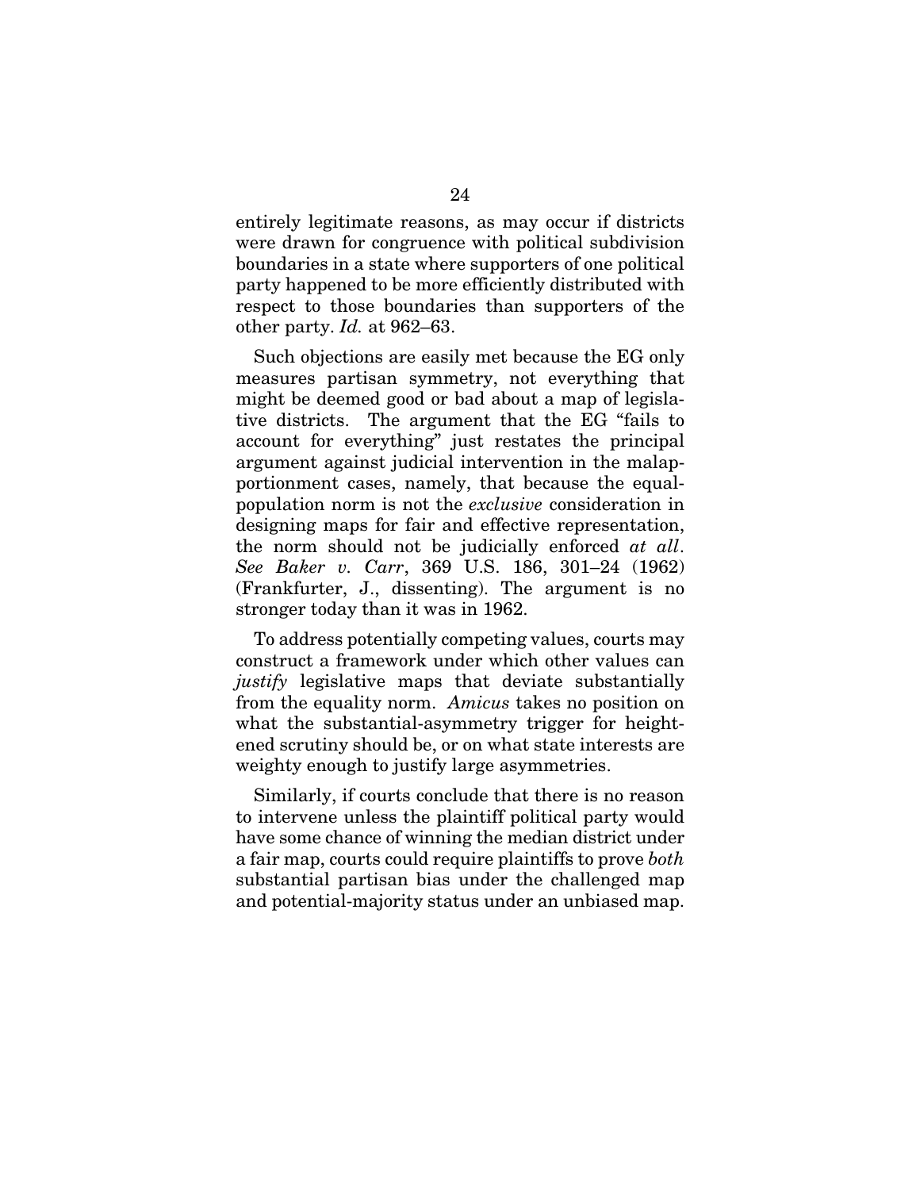entirely legitimate reasons, as may occur if districts were drawn for congruence with political subdivision boundaries in a state where supporters of one political party happened to be more efficiently distributed with respect to those boundaries than supporters of the other party. *Id.* at 962–63.

Such objections are easily met because the EG only measures partisan symmetry, not everything that might be deemed good or bad about a map of legislative districts. The argument that the EG "fails to account for everything" just restates the principal argument against judicial intervention in the malapportionment cases, namely, that because the equal-population norm is not the *exclusive* consideration in designing maps for fair and effective representation, the norm should not be judicially enforced *at all*. *See Baker v. Carr*, 369 U.S. 186, 301–24 (1962) (Frankfurter, J., dissenting). The argument is no stronger today than it was in 1962.

To address potentially competing values, courts may construct a framework under which other values can *justify* legislative maps that deviate substantially from the equality norm. *Amicus* takes no position on what the substantial-asymmetry trigger for heightened scrutiny should be, or on what state interests are weighty enough to justify large asymmetries.

Similarly, if courts conclude that there is no reason to intervene unless the plaintiff political party would have some chance of winning the median district under a fair map, courts could require plaintiffs to prove *both* substantial partisan bias under the challenged map and potential-majority status under an unbiased map.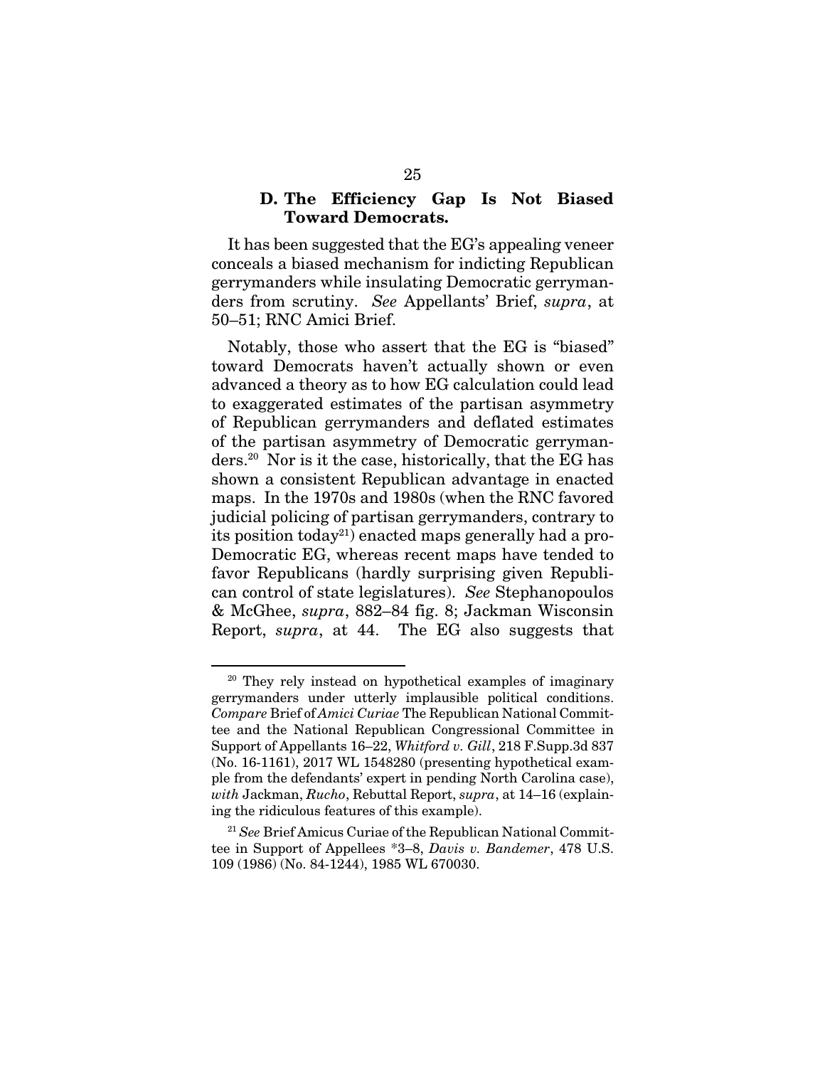### D. The Efficiency Gap Is Not Biased Toward Democrats.

It has been suggested that the EG's appealing veneer conceals a biased mechanism for indicting Republican gerrymanders while insulating Democratic gerrymanders from scrutiny. *See* Appellants' Brief, *supra*, at 50–51; RNC Amici Brief.

Notably, those who assert that the EG is "biased" toward Democrats haven't actually shown or even advanced a theory as to how EG calculation could lead to exaggerated estimates of the partisan asymmetry of Republican gerrymanders and deflated estimates of the partisan asymmetry of Democratic gerrymanders.[20] Nor is it the case, historically, that the EG has shown a consistent Republican advantage in enacted maps. In the 1970s and 1980s (when the RNC favored judicial policing of partisan gerrymanders, contrary to its position today[21]) enacted maps generally had a pro-Democratic EG, whereas recent maps have tended to favor Republicans (hardly surprising given Republican control of state legislatures). *See* Stephanopoulos & McGhee, *supra*, 882–84 fig. 8; Jackman Wisconsin Report, *supra*, at 44. The EG also suggests that

---

[20] They rely instead on hypothetical examples of imaginary gerrymanders under utterly implausible political conditions. *Compare* Brief of *Amici Curiae* The Republican National Committee and the National Republican Congressional Committee in Support of Appellants 16–22, *Whitford v. Gill*, 218 F.Supp.3d 837 (No. 16-1161), 2017 WL 1548280 (presenting hypothetical example from the defendants' expert in pending North Carolina case), *with* Jackman, *Rucho*, Rebuttal Report, *supra*, at 14–16 (explaining the ridiculous features of this example).

[21] *See* Brief Amicus Curiae of the Republican National Committee in Support of Appellees *3–8, *Davis v. Bandemer*, 478 U.S. 109 (1986) (No. 84-1244), 1985 WL 670030.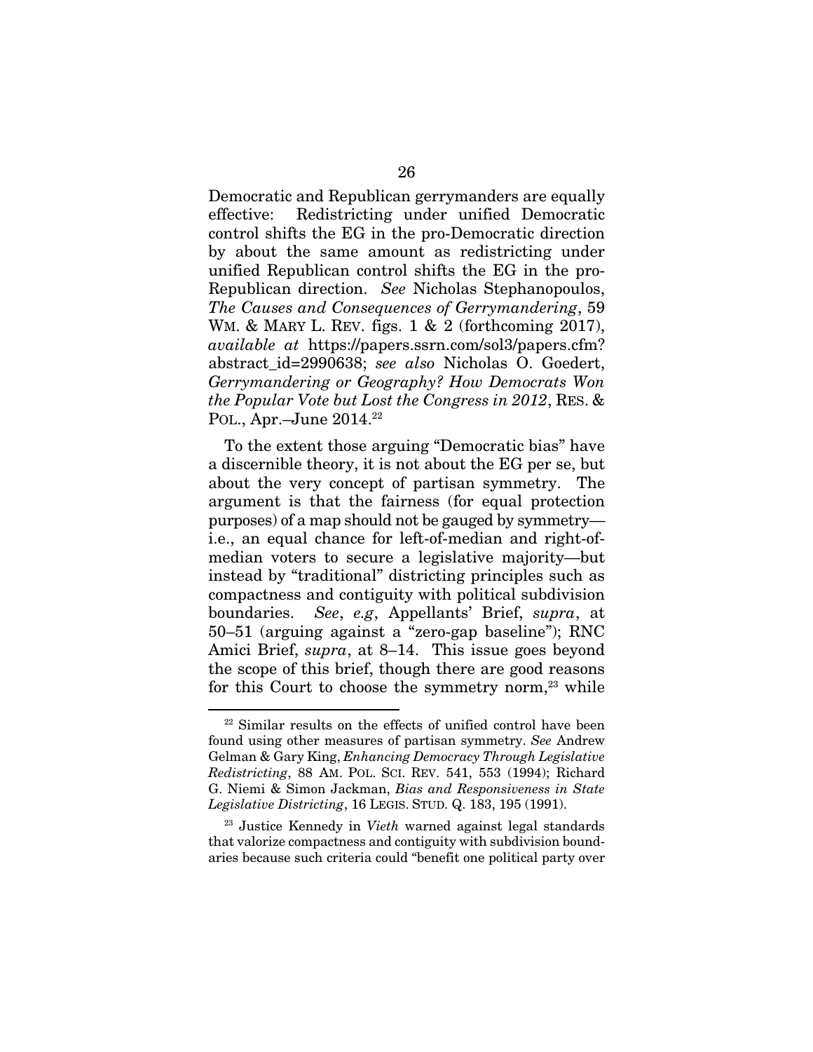Democratic and Republican gerrymanders are equally effective: Redistricting under unified Democratic control shifts the EG in the pro-Democratic direction by about the same amount as redistricting under unified Republican control shifts the EG in the pro-Republican direction. *See* Nicholas Stephanopoulos, *The Causes and Consequences of Gerrymandering*, 59 WM. & MARY L. REV. figs. 1 & 2 (forthcoming 2017), *available at* https://papers.ssrn.com/sol3/papers.cfm?abstract_id=2990638; *see also* Nicholas O. Goedert, *Gerrymandering or Geography? How Democrats Won the Popular Vote but Lost the Congress in 2012*, RES. & POL., Apr.–June 2014.[22]

To the extent those arguing "Democratic bias" have a discernible theory, it is not about the EG per se, but about the very concept of partisan symmetry. The argument is that the fairness (for equal protection purposes) of a map should not be gauged by symmetry—i.e., an equal chance for left-of-median and right-of-median voters to secure a legislative majority—but instead by "traditional" districting principles such as compactness and contiguity with political subdivision boundaries. *See*, *e.g*, Appellants' Brief, *supra*, at 50–51 (arguing against a "zero-gap baseline"); RNC Amici Brief, *supra*, at 8–14. This issue goes beyond the scope of this brief, though there are good reasons for this Court to choose the symmetry norm,[23] while

[22] Similar results on the effects of unified control have been found using other measures of partisan symmetry. *See* Andrew Gelman & Gary King, *Enhancing Democracy Through Legislative Redistricting*, 88 AM. POL. SCI. REV. 541, 553 (1994); Richard G. Niemi & Simon Jackman, *Bias and Responsiveness in State Legislative Districting*, 16 LEGIS. STUD. Q. 183, 195 (1991).

[23] Justice Kennedy in *Vieth* warned against legal standards that valorize compactness and contiguity with subdivision boundaries because such criteria could "benefit one political party over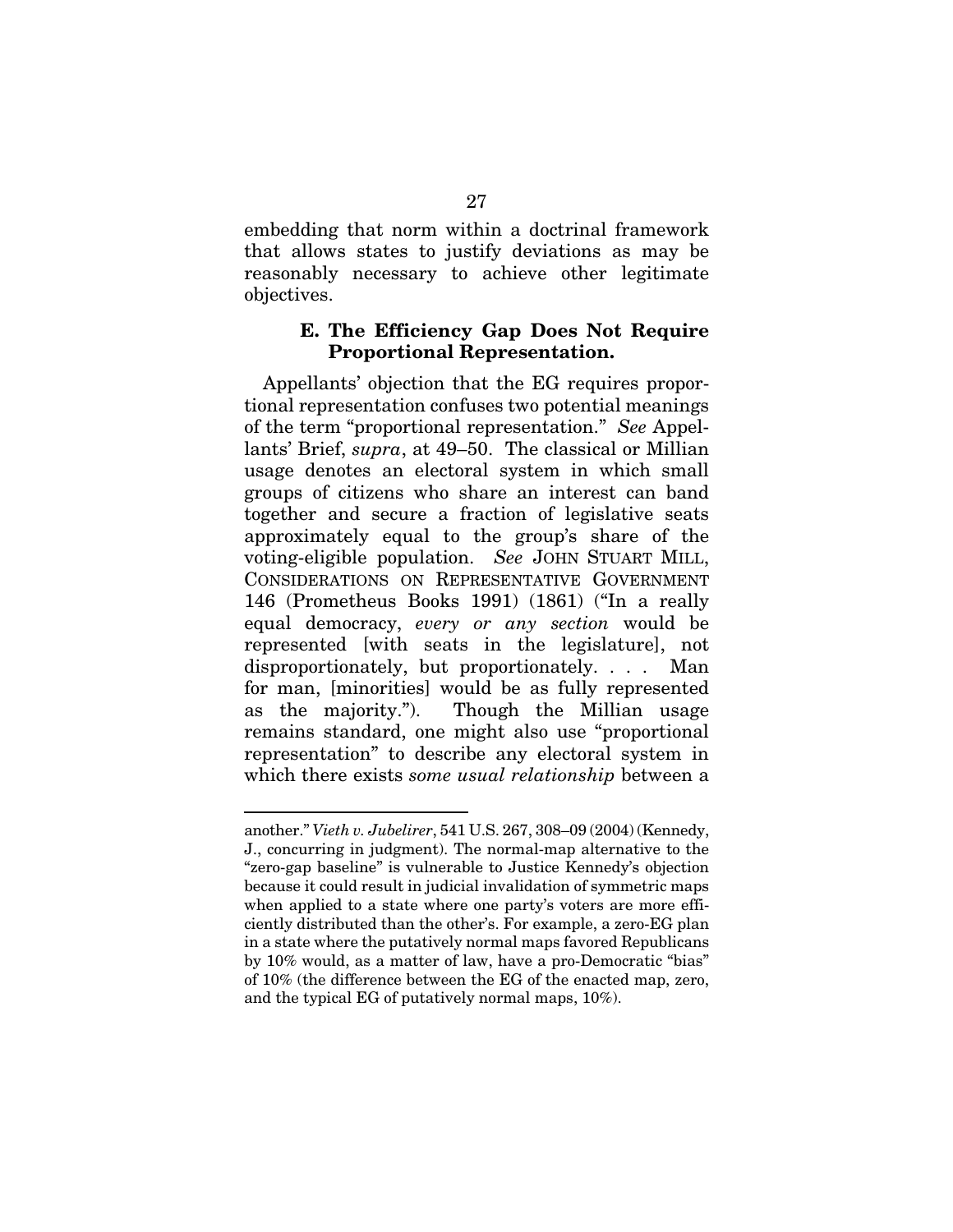embedding that norm within a doctrinal framework that allows states to justify deviations as may be reasonably necessary to achieve other legitimate objectives.

### E. The Efficiency Gap Does Not Require Proportional Representation.

Appellants' objection that the EG requires proportional representation confuses two potential meanings of the term "proportional representation." *See* Appellants' Brief, *supra*, at 49–50. The classical or Millian usage denotes an electoral system in which small groups of citizens who share an interest can band together and secure a fraction of legislative seats approximately equal to the group's share of the voting-eligible population. *See* JOHN STUART MILL, CONSIDERATIONS ON REPRESENTATIVE GOVERNMENT 146 (Prometheus Books 1991) (1861) ("In a really equal democracy, *every or any section* would be represented [with seats in the legislature], not disproportionately, but proportionately. . . . Man for man, [minorities] would be as fully represented as the majority."). Though the Millian usage remains standard, one might also use "proportional representation" to describe any electoral system in which there exists *some usual relationship* between a

---

another." *Vieth v. Jubelirer*, 541 U.S. 267, 308–09 (2004) (Kennedy, J., concurring in judgment). The normal-map alternative to the "zero-gap baseline" is vulnerable to Justice Kennedy's objection because it could result in judicial invalidation of symmetric maps when applied to a state where one party's voters are more efficiently distributed than the other's. For example, a zero-EG plan in a state where the putatively normal maps favored Republicans by 10% would, as a matter of law, have a pro-Democratic "bias" of 10% (the difference between the EG of the enacted map, zero, and the typical EG of putatively normal maps, 10%).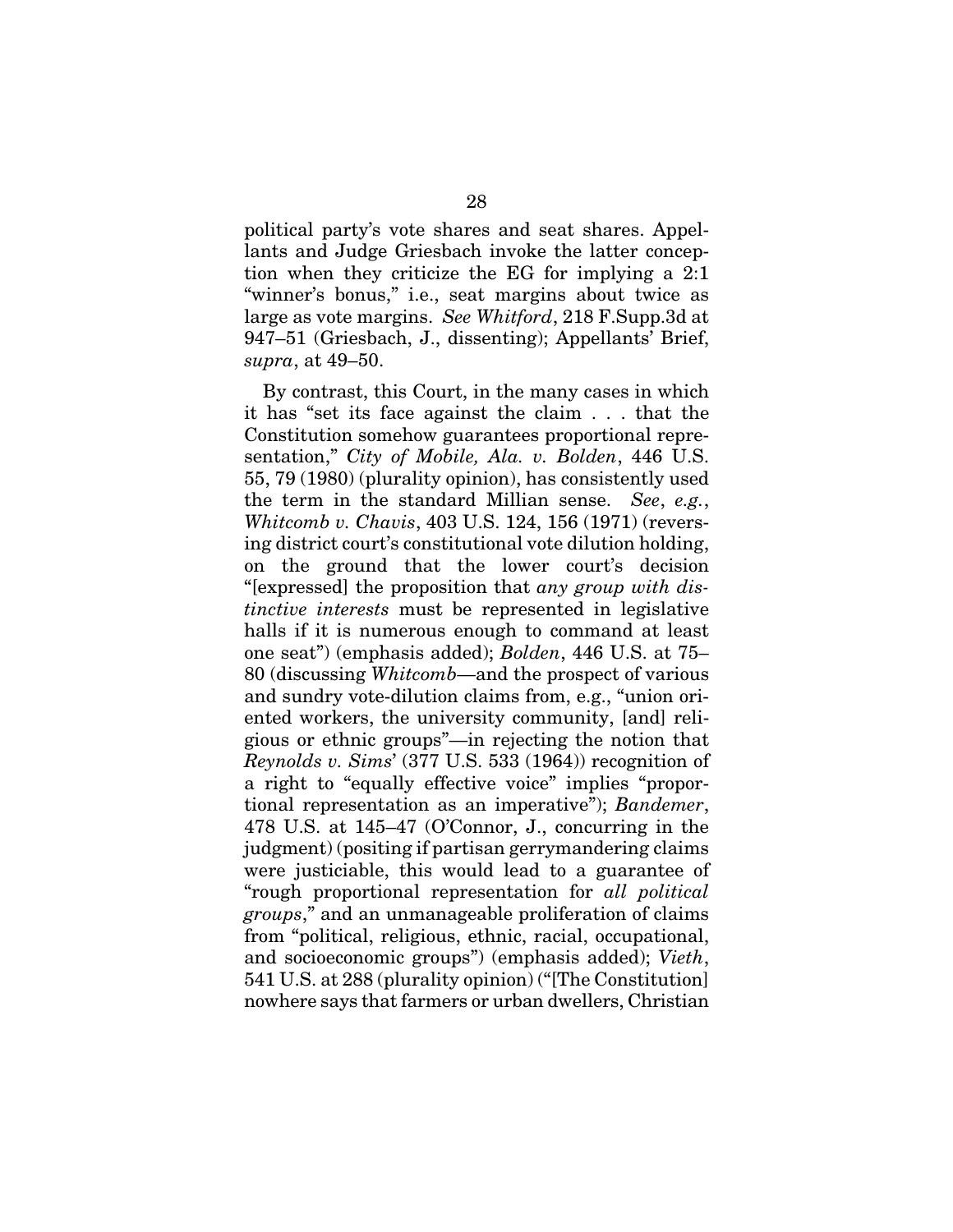political party's vote shares and seat shares. Appellants and Judge Griesbach invoke the latter conception when they criticize the EG for implying a 2:1 "winner's bonus," i.e., seat margins about twice as large as vote margins. *See Whitford*, 218 F.Supp.3d at 947–51 (Griesbach, J., dissenting); Appellants' Brief, *supra*, at 49–50.

By contrast, this Court, in the many cases in which it has "set its face against the claim . . . that the Constitution somehow guarantees proportional representation," *City of Mobile, Ala. v. Bolden*, 446 U.S. 55, 79 (1980) (plurality opinion), has consistently used the term in the standard Millian sense. *See*, *e.g.*, *Whitcomb v. Chavis*, 403 U.S. 124, 156 (1971) (reversing district court's constitutional vote dilution holding, on the ground that the lower court's decision "[expressed] the proposition that *any group with distinctive interests* must be represented in legislative halls if it is numerous enough to command at least one seat") (emphasis added); *Bolden*, 446 U.S. at 75–80 (discussing *Whitcomb*—and the prospect of various and sundry vote-dilution claims from, e.g., "union oriented workers, the university community, [and] religious or ethnic groups"—in rejecting the notion that *Reynolds v. Sims*' (377 U.S. 533 (1964)) recognition of a right to "equally effective voice" implies "proportional representation as an imperative"); *Bandemer*, 478 U.S. at 145–47 (O'Connor, J., concurring in the judgment) (positing if partisan gerrymandering claims were justiciable, this would lead to a guarantee of "rough proportional representation for *all political groups*," and an unmanageable proliferation of claims from "political, religious, ethnic, racial, occupational, and socioeconomic groups") (emphasis added); *Vieth*, 541 U.S. at 288 (plurality opinion) ("[The Constitution] nowhere says that farmers or urban dwellers, Christian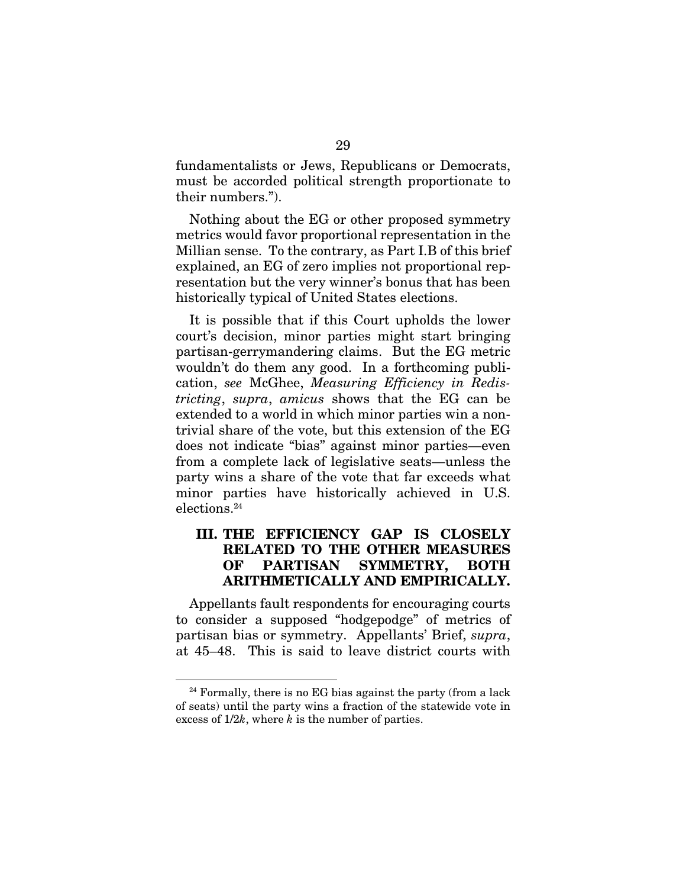fundamentalists or Jews, Republicans or Democrats, must be accorded political strength proportionate to their numbers.").

Nothing about the EG or other proposed symmetry metrics would favor proportional representation in the Millian sense. To the contrary, as Part I.B of this brief explained, an EG of zero implies not proportional representation but the very winner's bonus that has been historically typical of United States elections.

It is possible that if this Court upholds the lower court's decision, minor parties might start bringing partisan-gerrymandering claims. But the EG metric wouldn't do them any good. In a forthcoming publication, *see* McGhee, *Measuring Efficiency in Redistricting*, *supra*, *amicus* shows that the EG can be extended to a world in which minor parties win a nontrivial share of the vote, but this extension of the EG does not indicate "bias" against minor parties—even from a complete lack of legislative seats—unless the party wins a share of the vote that far exceeds what minor parties have historically achieved in U.S. elections.[24]

## III. THE EFFICIENCY GAP IS CLOSELY RELATED TO THE OTHER MEASURES OF PARTISAN SYMMETRY, BOTH ARITHMETICALLY AND EMPIRICALLY.

Appellants fault respondents for encouraging courts to consider a supposed "hodgepodge" of metrics of partisan bias or symmetry. Appellants' Brief, *supra*, at 45–48. This is said to leave district courts with

---

[24] Formally, there is no EG bias against the party (from a lack of seats) until the party wins a fraction of the statewide vote in excess of $1/2k$, where $k$ is the number of parties.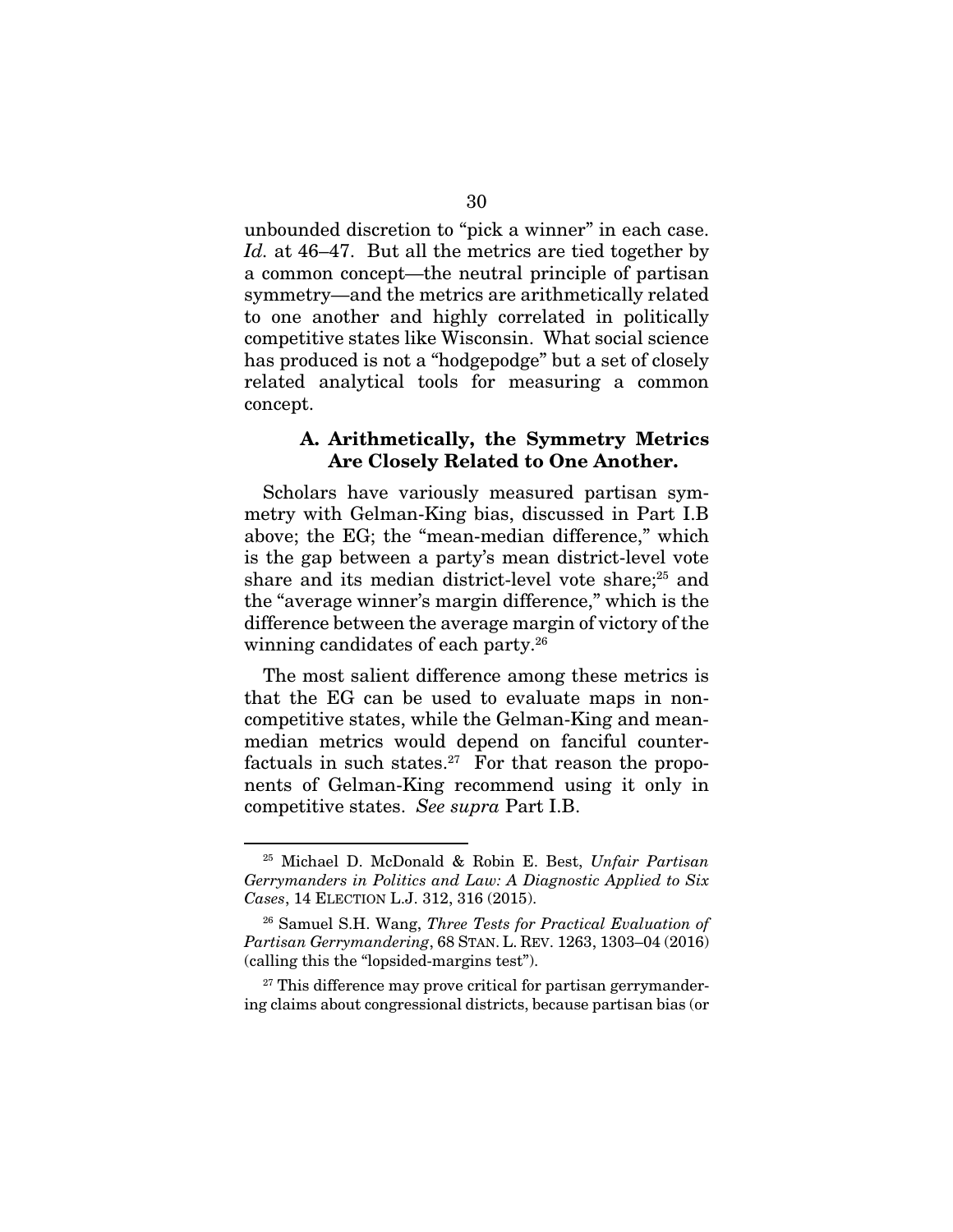unbounded discretion to "pick a winner" in each case. *Id.* at 46–47. But all the metrics are tied together by a common concept—the neutral principle of partisan symmetry—and the metrics are arithmetically related to one another and highly correlated in politically competitive states like Wisconsin. What social science has produced is not a "hodgepodge" but a set of closely related analytical tools for measuring a common concept.

### A. Arithmetically, the Symmetry Metrics Are Closely Related to One Another.

Scholars have variously measured partisan symmetry with Gelman-King bias, discussed in Part I.B above; the EG; the "mean-median difference," which is the gap between a party's mean district-level vote share and its median district-level vote share;[25] and the "average winner's margin difference," which is the difference between the average margin of victory of the winning candidates of each party.[26]

The most salient difference among these metrics is that the EG can be used to evaluate maps in non-competitive states, while the Gelman-King and mean-median metrics would depend on fanciful counterfactuals in such states.[27] For that reason the proponents of Gelman-King recommend using it only in competitive states. *See supra* Part I.B.

---

[25] Michael D. McDonald & Robin E. Best, *Unfair Partisan Gerrymanders in Politics and Law: A Diagnostic Applied to Six Cases*, 14 ELECTION L.J. 312, 316 (2015).

[26] Samuel S.H. Wang, *Three Tests for Practical Evaluation of Partisan Gerrymandering*, 68 STAN. L. REV. 1263, 1303–04 (2016) (calling this the "lopsided-margins test").

[27] This difference may prove critical for partisan gerrymandering claims about congressional districts, because partisan bias (or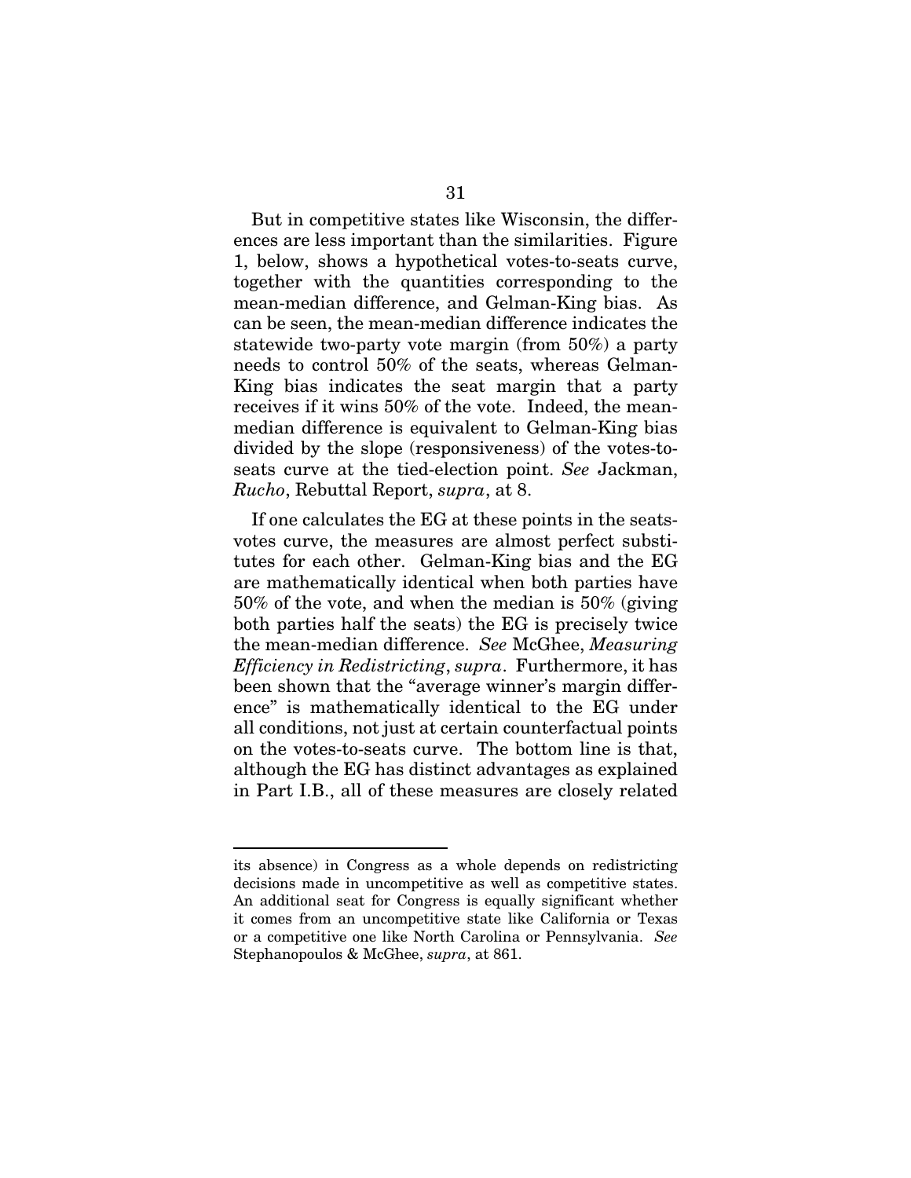But in competitive states like Wisconsin, the differences are less important than the similarities. Figure 1, below, shows a hypothetical votes-to-seats curve, together with the quantities corresponding to the mean-median difference, and Gelman-King bias. As can be seen, the mean-median difference indicates the statewide two-party vote margin (from 50%) a party needs to control 50% of the seats, whereas Gelman-King bias indicates the seat margin that a party receives if it wins 50% of the vote. Indeed, the mean-median difference is equivalent to Gelman-King bias divided by the slope (responsiveness) of the votes-to-seats curve at the tied-election point. *See* Jackman, *Rucho*, Rebuttal Report, *supra*, at 8.

If one calculates the EG at these points in the seats-votes curve, the measures are almost perfect substitutes for each other. Gelman-King bias and the EG are mathematically identical when both parties have 50% of the vote, and when the median is 50% (giving both parties half the seats) the EG is precisely twice the mean-median difference. *See* McGhee, *Measuring Efficiency in Redistricting*, *supra*. Furthermore, it has been shown that the "average winner's margin difference" is mathematically identical to the EG under all conditions, not just at certain counterfactual points on the votes-to-seats curve. The bottom line is that, although the EG has distinct advantages as explained in Part I.B., all of these measures are closely related

---

its absence) in Congress as a whole depends on redistricting decisions made in uncompetitive as well as competitive states. An additional seat for Congress is equally significant whether it comes from an uncompetitive state like California or Texas or a competitive one like North Carolina or Pennsylvania. *See* Stephanopoulos & McGhee, *supra*, at 861.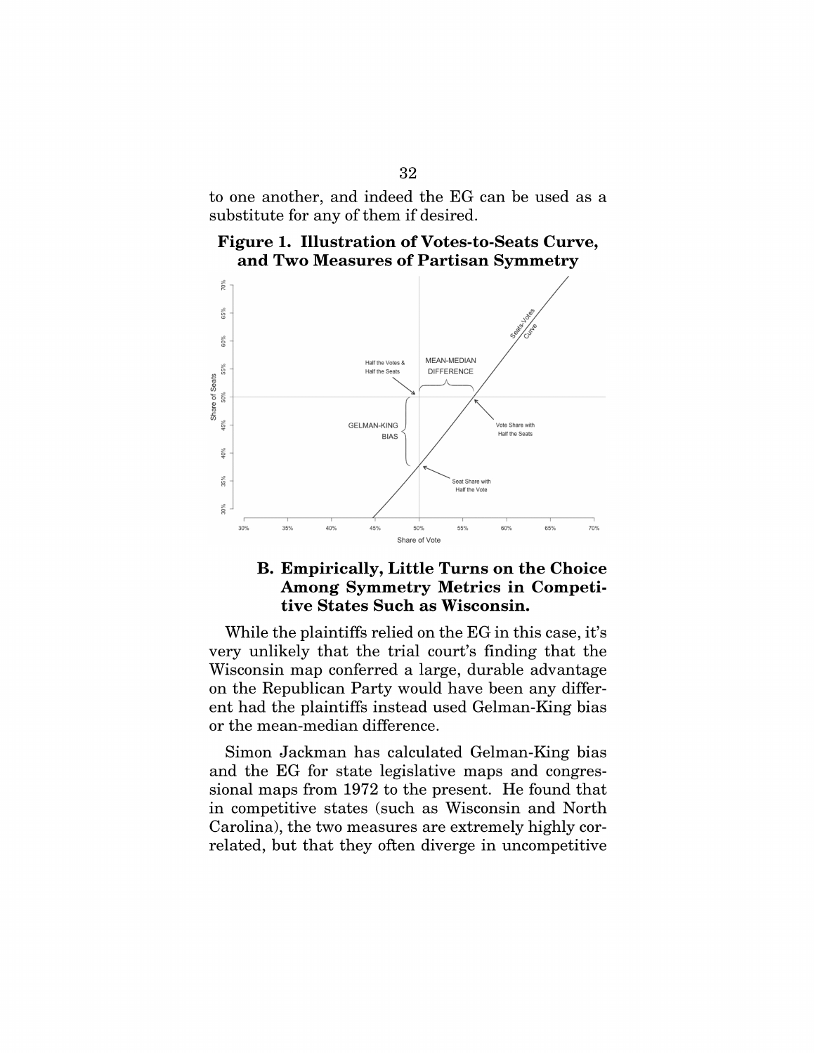to one another, and indeed the EG can be used as a substitute for any of them if desired.

**Figure 1. Illustration of Votes-to-Seats Curve, and Two Measures of Partisan Symmetry**

### B. Empirically, Little Turns on the Choice Among Symmetry Metrics in Competitive States Such as Wisconsin.

While the plaintiffs relied on the EG in this case, it's very unlikely that the trial court's finding that the Wisconsin map conferred a large, durable advantage on the Republican Party would have been any different had the plaintiffs instead used Gelman-King bias or the mean-median difference.

Simon Jackman has calculated Gelman-King bias and the EG for state legislative maps and congressional maps from 1972 to the present. He found that in competitive states (such as Wisconsin and North Carolina), the two measures are extremely highly correlated, but that they often diverge in uncompetitive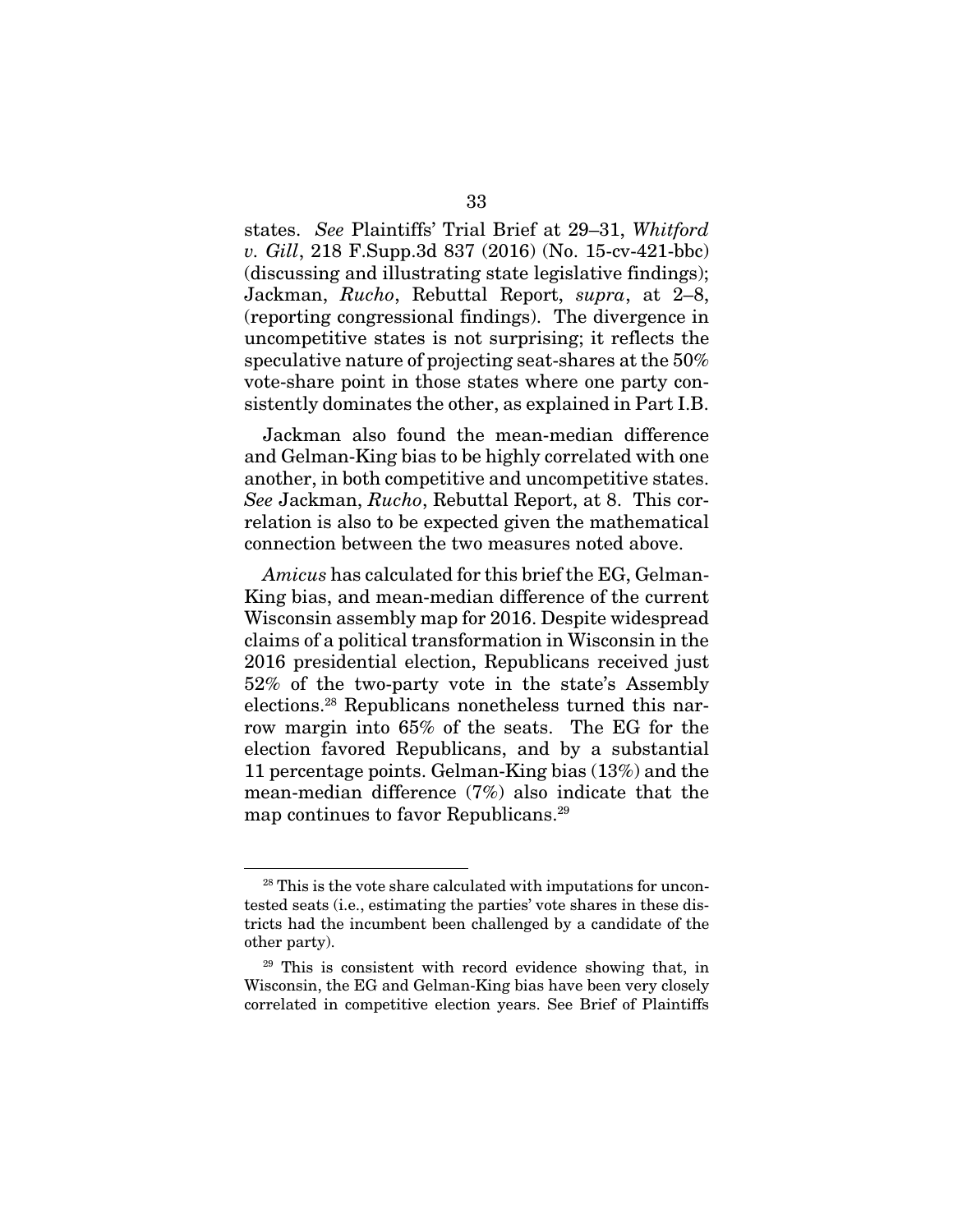states. *See* Plaintiffs' Trial Brief at 29–31, *Whitford v. Gill*, 218 F.Supp.3d 837 (2016) (No. 15-cv-421-bbc) (discussing and illustrating state legislative findings); Jackman, *Rucho*, Rebuttal Report, *supra*, at 2–8, (reporting congressional findings). The divergence in uncompetitive states is not surprising; it reflects the speculative nature of projecting seat-shares at the 50% vote-share point in those states where one party consistently dominates the other, as explained in Part I.B.

Jackman also found the mean-median difference and Gelman-King bias to be highly correlated with one another, in both competitive and uncompetitive states. *See* Jackman, *Rucho*, Rebuttal Report, at 8. This correlation is also to be expected given the mathematical connection between the two measures noted above.

*Amicus* has calculated for this brief the EG, Gelman-King bias, and mean-median difference of the current Wisconsin assembly map for 2016. Despite widespread claims of a political transformation in Wisconsin in the 2016 presidential election, Republicans received just 52% of the two-party vote in the state's Assembly elections.[28] Republicans nonetheless turned this narrow margin into 65% of the seats. The EG for the election favored Republicans, and by a substantial 11 percentage points. Gelman-King bias (13%) and the mean-median difference (7%) also indicate that the map continues to favor Republicans.[29]

---

[28] This is the vote share calculated with imputations for uncontested seats (i.e., estimating the parties' vote shares in these districts had the incumbent been challenged by a candidate of the other party).

[29] This is consistent with record evidence showing that, in Wisconsin, the EG and Gelman-King bias have been very closely correlated in competitive election years. See Brief of Plaintiffs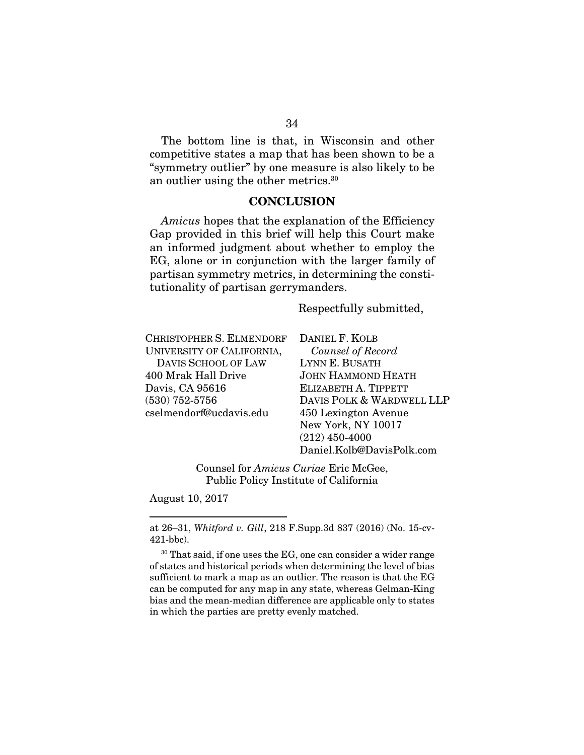The bottom line is that, in Wisconsin and other competitive states a map that has been shown to be a "symmetry outlier" by one measure is also likely to be an outlier using the other metrics.[30]

## CONCLUSION

*Amicus* hopes that the explanation of the Efficiency Gap provided in this brief will help this Court make an informed judgment about whether to employ the EG, alone or in conjunction with the larger family of partisan symmetry metrics, in determining the constitutionality of partisan gerrymanders.

Respectfully submitted,

CHRISTOPHER S. ELMENDORF
UNIVERSITY OF CALIFORNIA, DAVIS SCHOOL OF LAW
400 Mrak Hall Drive
Davis, CA 95616
(530) 752-5756
cselmendorf@ucdavis.edu

DANIEL F. KOLB
*Counsel of Record*
LYNN E. BUSATH
JOHN HAMMOND HEATH
ELIZABETH A. TIPPETT
DAVIS POLK & WARDWELL LLP
450 Lexington Avenue
New York, NY 10017
(212) 450-4000
Daniel.Kolb@DavisPolk.com

Counsel for *Amicus Curiae* Eric McGee, Public Policy Institute of California

August 10, 2017

---

at 26–31, *Whitford v. Gill*, 218 F.Supp.3d 837 (2016) (No. 15-cv-421-bbc).

[30] That said, if one uses the EG, one can consider a wider range of states and historical periods when determining the level of bias sufficient to mark a map as an outlier. The reason is that the EG can be computed for any map in any state, whereas Gelman-King bias and the mean-median difference are applicable only to states in which the parties are pretty evenly matched.